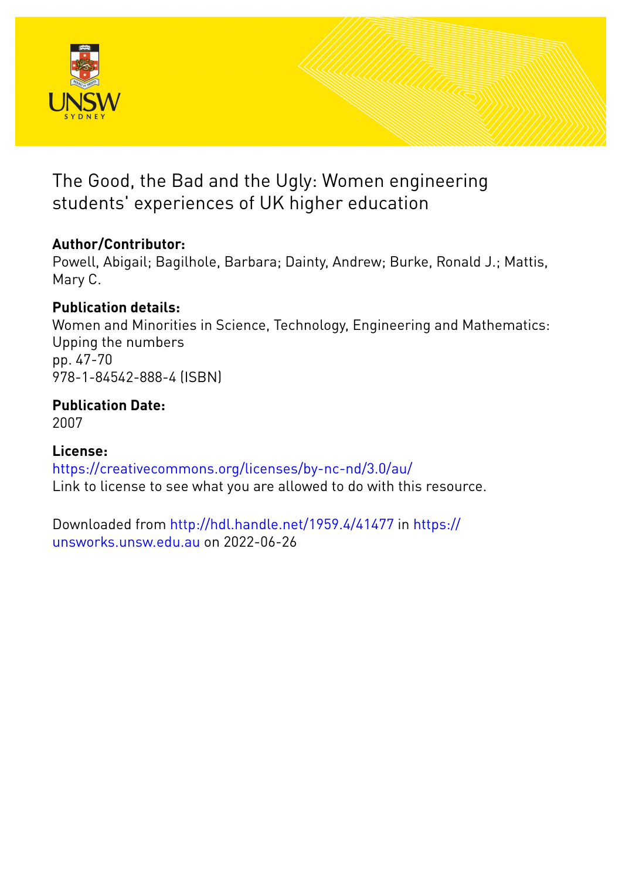# The Good, the Bad and the Ugly: Women engineering students' experiences of UK higher education

## Author/Contributor:

Powell, Abigail; Bagilhole, Barbara; Dainty, Andrew; Burke, Ronald J.; Mattis, Mary C.

## Publication details:

Women and Minorities in Science, Technology, Engineering and Mathematics: Upping the numbers
pp. 47-70
978-1-84542-888-4 (ISBN)

## Publication Date:

2007

## License:

https://creativecommons.org/licenses/by-nc-nd/3.0/au/
Link to license to see what you are allowed to do with this resource.

Downloaded from http://hdl.handle.net/1959.4/41477 in https://unsworks.unsw.edu.au on 2022-06-26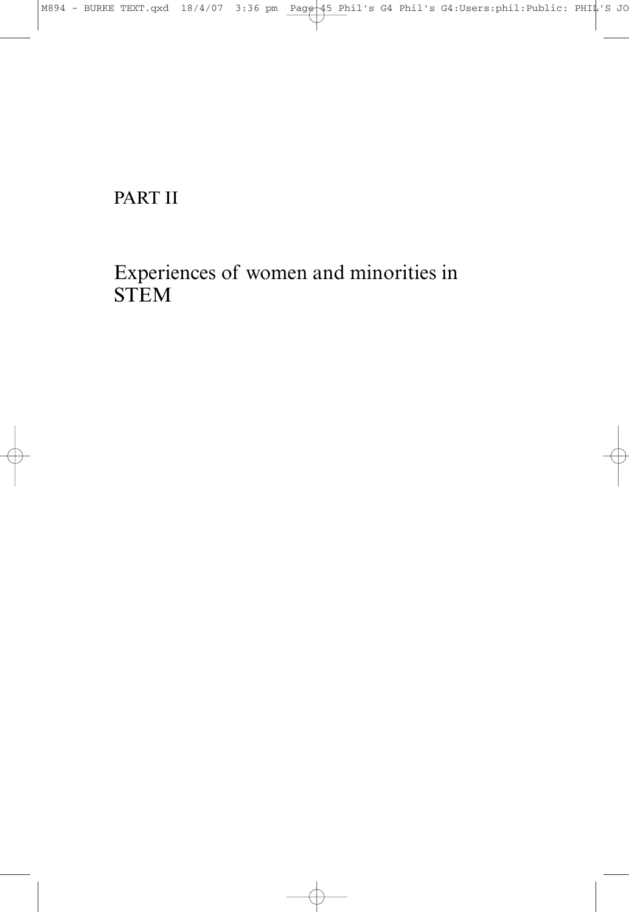# PART II

## Experiences of women and minorities in STEM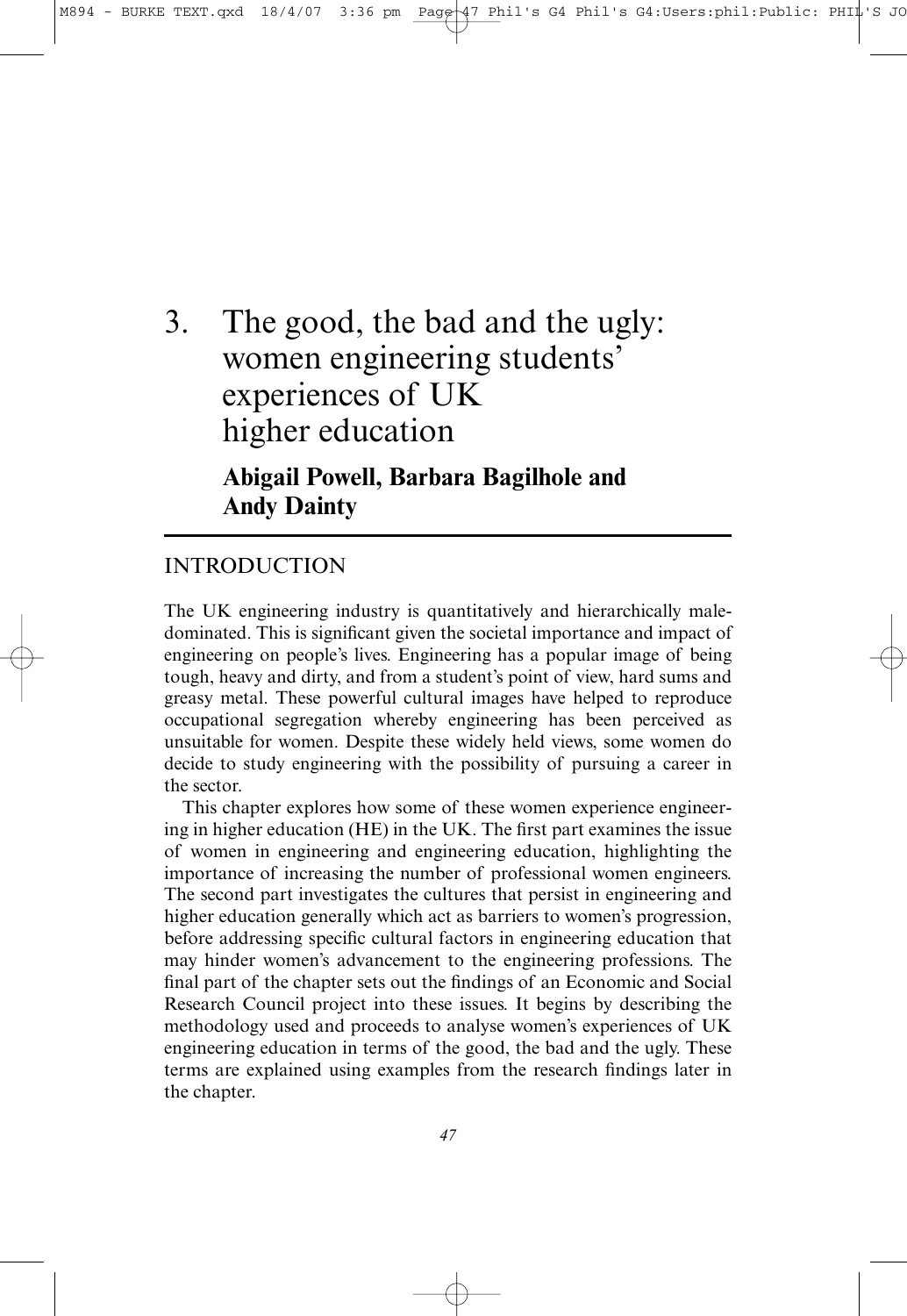# 3. The good, the bad and the ugly: women engineering students' experiences of UK higher education

**Abigail Powell, Barbara Bagilhole and Andy Dainty**

## INTRODUCTION

The UK engineering industry is quantitatively and hierarchically male-dominated. This is significant given the societal importance and impact of engineering on people's lives. Engineering has a popular image of being tough, heavy and dirty, and from a student's point of view, hard sums and greasy metal. These powerful cultural images have helped to reproduce occupational segregation whereby engineering has been perceived as unsuitable for women. Despite these widely held views, some women do decide to study engineering with the possibility of pursuing a career in the sector.

This chapter explores how some of these women experience engineering in higher education (HE) in the UK. The first part examines the issue of women in engineering and engineering education, highlighting the importance of increasing the number of professional women engineers. The second part investigates the cultures that persist in engineering and higher education generally which act as barriers to women's progression, before addressing specific cultural factors in engineering education that may hinder women's advancement to the engineering professions. The final part of the chapter sets out the findings of an Economic and Social Research Council project into these issues. It begins by describing the methodology used and proceeds to analyse women's experiences of UK engineering education in terms of the good, the bad and the ugly. These terms are explained using examples from the research findings later in the chapter.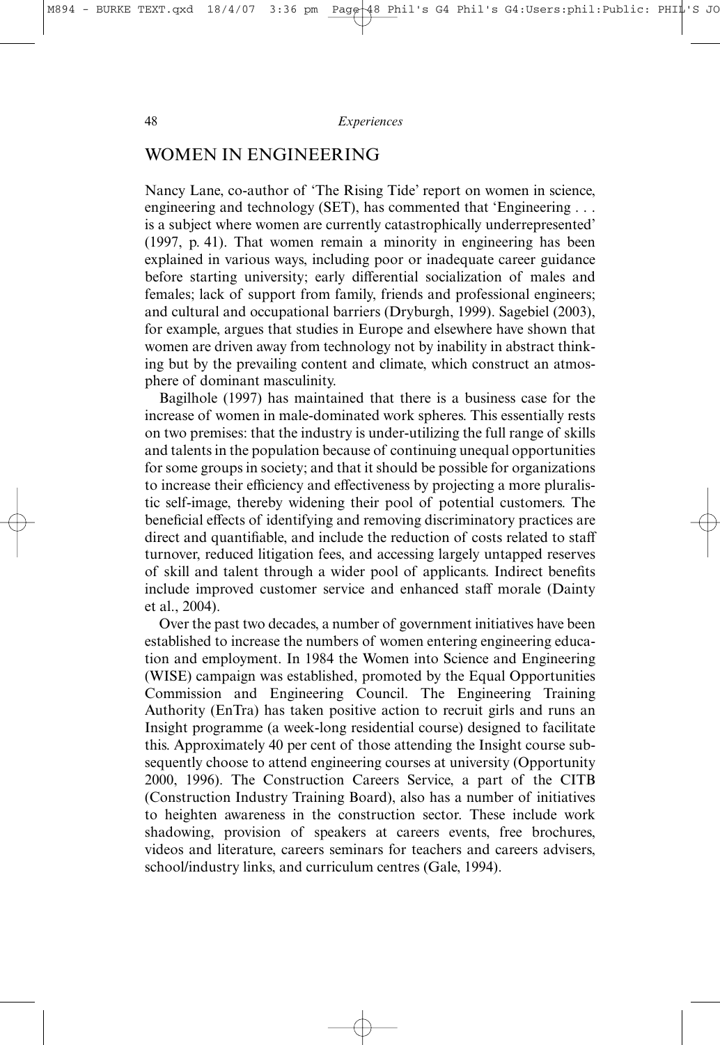## WOMEN IN ENGINEERING

Nancy Lane, co-author of 'The Rising Tide' report on women in science, engineering and technology (SET), has commented that 'Engineering . . . is a subject where women are currently catastrophically underrepresented' (1997, p. 41). That women remain a minority in engineering has been explained in various ways, including poor or inadequate career guidance before starting university; early differential socialization of males and females; lack of support from family, friends and professional engineers; and cultural and occupational barriers (Dryburgh, 1999). Sagebiel (2003), for example, argues that studies in Europe and elsewhere have shown that women are driven away from technology not by inability in abstract thinking but by the prevailing content and climate, which construct an atmosphere of dominant masculinity.

Bagilhole (1997) has maintained that there is a business case for the increase of women in male-dominated work spheres. This essentially rests on two premises: that the industry is under-utilizing the full range of skills and talents in the population because of continuing unequal opportunities for some groups in society; and that it should be possible for organizations to increase their efficiency and effectiveness by projecting a more pluralistic self-image, thereby widening their pool of potential customers. The beneficial effects of identifying and removing discriminatory practices are direct and quantifiable, and include the reduction of costs related to staff turnover, reduced litigation fees, and accessing largely untapped reserves of skill and talent through a wider pool of applicants. Indirect benefits include improved customer service and enhanced staff morale (Dainty et al., 2004).

Over the past two decades, a number of government initiatives have been established to increase the numbers of women entering engineering education and employment. In 1984 the Women into Science and Engineering (WISE) campaign was established, promoted by the Equal Opportunities Commission and Engineering Council. The Engineering Training Authority (EnTra) has taken positive action to recruit girls and runs an Insight programme (a week-long residential course) designed to facilitate this. Approximately 40 per cent of those attending the Insight course subsequently choose to attend engineering courses at university (Opportunity 2000, 1996). The Construction Careers Service, a part of the CITB (Construction Industry Training Board), also has a number of initiatives to heighten awareness in the construction sector. These include work shadowing, provision of speakers at careers events, free brochures, videos and literature, careers seminars for teachers and careers advisers, school/industry links, and curriculum centres (Gale, 1994).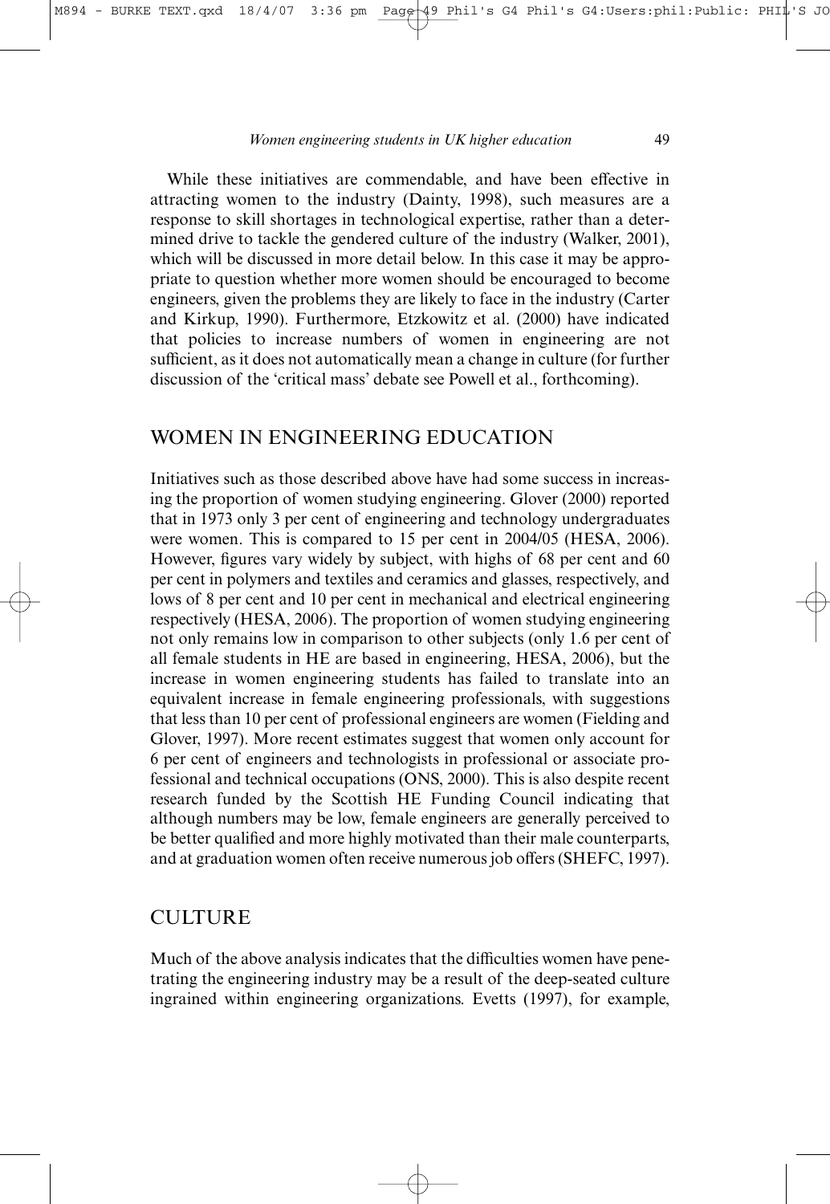While these initiatives are commendable, and have been effective in attracting women to the industry (Dainty, 1998), such measures are a response to skill shortages in technological expertise, rather than a determined drive to tackle the gendered culture of the industry (Walker, 2001), which will be discussed in more detail below. In this case it may be appropriate to question whether more women should be encouraged to become engineers, given the problems they are likely to face in the industry (Carter and Kirkup, 1990). Furthermore, Etzkowitz et al. (2000) have indicated that policies to increase numbers of women in engineering are not sufficient, as it does not automatically mean a change in culture (for further discussion of the 'critical mass' debate see Powell et al., forthcoming).

## WOMEN IN ENGINEERING EDUCATION

Initiatives such as those described above have had some success in increasing the proportion of women studying engineering. Glover (2000) reported that in 1973 only 3 per cent of engineering and technology undergraduates were women. This is compared to 15 per cent in 2004/05 (HESA, 2006). However, figures vary widely by subject, with highs of 68 per cent and 60 per cent in polymers and textiles and ceramics and glasses, respectively, and lows of 8 per cent and 10 per cent in mechanical and electrical engineering respectively (HESA, 2006). The proportion of women studying engineering not only remains low in comparison to other subjects (only 1.6 per cent of all female students in HE are based in engineering, HESA, 2006), but the increase in women engineering students has failed to translate into an equivalent increase in female engineering professionals, with suggestions that less than 10 per cent of professional engineers are women (Fielding and Glover, 1997). More recent estimates suggest that women only account for 6 per cent of engineers and technologists in professional or associate professional and technical occupations (ONS, 2000). This is also despite recent research funded by the Scottish HE Funding Council indicating that although numbers may be low, female engineers are generally perceived to be better qualified and more highly motivated than their male counterparts, and at graduation women often receive numerous job offers (SHEFC, 1997).

## CULTURE

Much of the above analysis indicates that the difficulties women have penetrating the engineering industry may be a result of the deep-seated culture ingrained within engineering organizations. Evetts (1997), for example,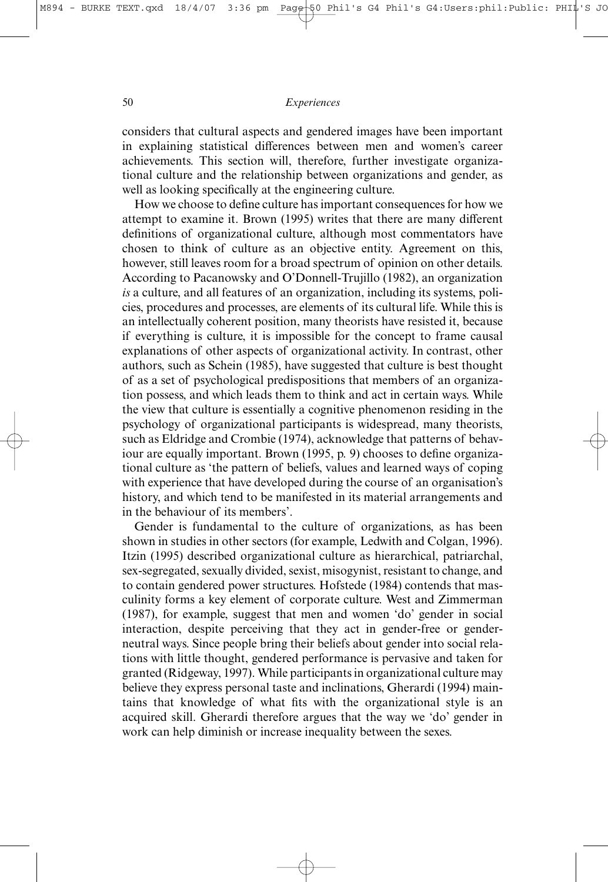considers that cultural aspects and gendered images have been important in explaining statistical differences between men and women's career achievements. This section will, therefore, further investigate organizational culture and the relationship between organizations and gender, as well as looking specifically at the engineering culture.

How we choose to define culture has important consequences for how we attempt to examine it. Brown (1995) writes that there are many different definitions of organizational culture, although most commentators have chosen to think of culture as an objective entity. Agreement on this, however, still leaves room for a broad spectrum of opinion on other details. According to Pacanowsky and O'Donnell-Trujillo (1982), an organization *is* a culture, and all features of an organization, including its systems, policies, procedures and processes, are elements of its cultural life. While this is an intellectually coherent position, many theorists have resisted it, because if everything is culture, it is impossible for the concept to frame causal explanations of other aspects of organizational activity. In contrast, other authors, such as Schein (1985), have suggested that culture is best thought of as a set of psychological predispositions that members of an organization possess, and which leads them to think and act in certain ways. While the view that culture is essentially a cognitive phenomenon residing in the psychology of organizational participants is widespread, many theorists, such as Eldridge and Crombie (1974), acknowledge that patterns of behaviour are equally important. Brown (1995, p. 9) chooses to define organizational culture as 'the pattern of beliefs, values and learned ways of coping with experience that have developed during the course of an organisation's history, and which tend to be manifested in its material arrangements and in the behaviour of its members'.

Gender is fundamental to the culture of organizations, as has been shown in studies in other sectors (for example, Ledwith and Colgan, 1996). Itzin (1995) described organizational culture as hierarchical, patriarchal, sex-segregated, sexually divided, sexist, misogynist, resistant to change, and to contain gendered power structures. Hofstede (1984) contends that masculinity forms a key element of corporate culture. West and Zimmerman (1987), for example, suggest that men and women 'do' gender in social interaction, despite perceiving that they act in gender-free or gender-neutral ways. Since people bring their beliefs about gender into social relations with little thought, gendered performance is pervasive and taken for granted (Ridgeway, 1997). While participants in organizational culture may believe they express personal taste and inclinations, Gherardi (1994) maintains that knowledge of what fits with the organizational style is an acquired skill. Gherardi therefore argues that the way we 'do' gender in work can help diminish or increase inequality between the sexes.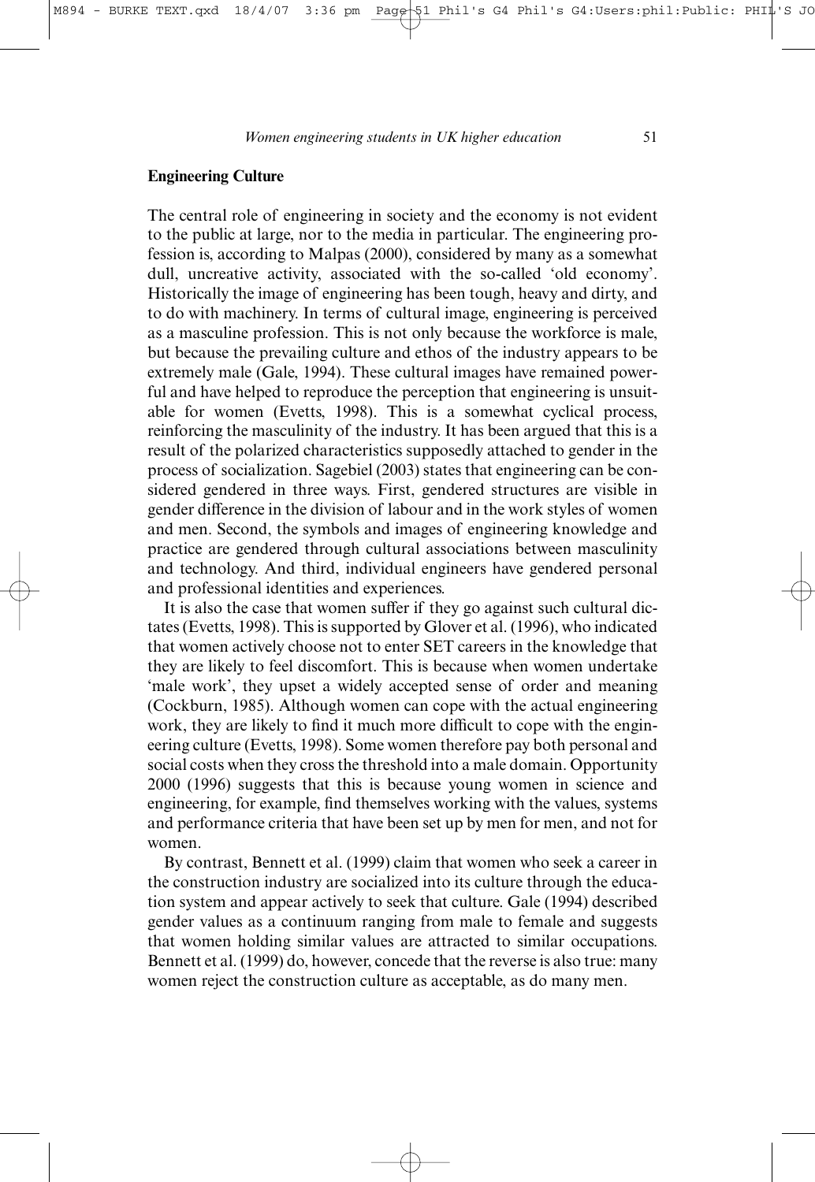## Engineering Culture

The central role of engineering in society and the economy is not evident to the public at large, nor to the media in particular. The engineering profession is, according to Malpas (2000), considered by many as a somewhat dull, uncreative activity, associated with the so-called 'old economy'. Historically the image of engineering has been tough, heavy and dirty, and to do with machinery. In terms of cultural image, engineering is perceived as a masculine profession. This is not only because the workforce is male, but because the prevailing culture and ethos of the industry appears to be extremely male (Gale, 1994). These cultural images have remained powerful and have helped to reproduce the perception that engineering is unsuitable for women (Evetts, 1998). This is a somewhat cyclical process, reinforcing the masculinity of the industry. It has been argued that this is a result of the polarized characteristics supposedly attached to gender in the process of socialization. Sagebiel (2003) states that engineering can be considered gendered in three ways. First, gendered structures are visible in gender difference in the division of labour and in the work styles of women and men. Second, the symbols and images of engineering knowledge and practice are gendered through cultural associations between masculinity and technology. And third, individual engineers have gendered personal and professional identities and experiences.

It is also the case that women suffer if they go against such cultural dictates (Evetts, 1998). This is supported by Glover et al. (1996), who indicated that women actively choose not to enter SET careers in the knowledge that they are likely to feel discomfort. This is because when women undertake 'male work', they upset a widely accepted sense of order and meaning (Cockburn, 1985). Although women can cope with the actual engineering work, they are likely to find it much more difficult to cope with the engineering culture (Evetts, 1998). Some women therefore pay both personal and social costs when they cross the threshold into a male domain. Opportunity 2000 (1996) suggests that this is because young women in science and engineering, for example, find themselves working with the values, systems and performance criteria that have been set up by men for men, and not for women.

By contrast, Bennett et al. (1999) claim that women who seek a career in the construction industry are socialized into its culture through the education system and appear actively to seek that culture. Gale (1994) described gender values as a continuum ranging from male to female and suggests that women holding similar values are attracted to similar occupations. Bennett et al. (1999) do, however, concede that the reverse is also true: many women reject the construction culture as acceptable, as do many men.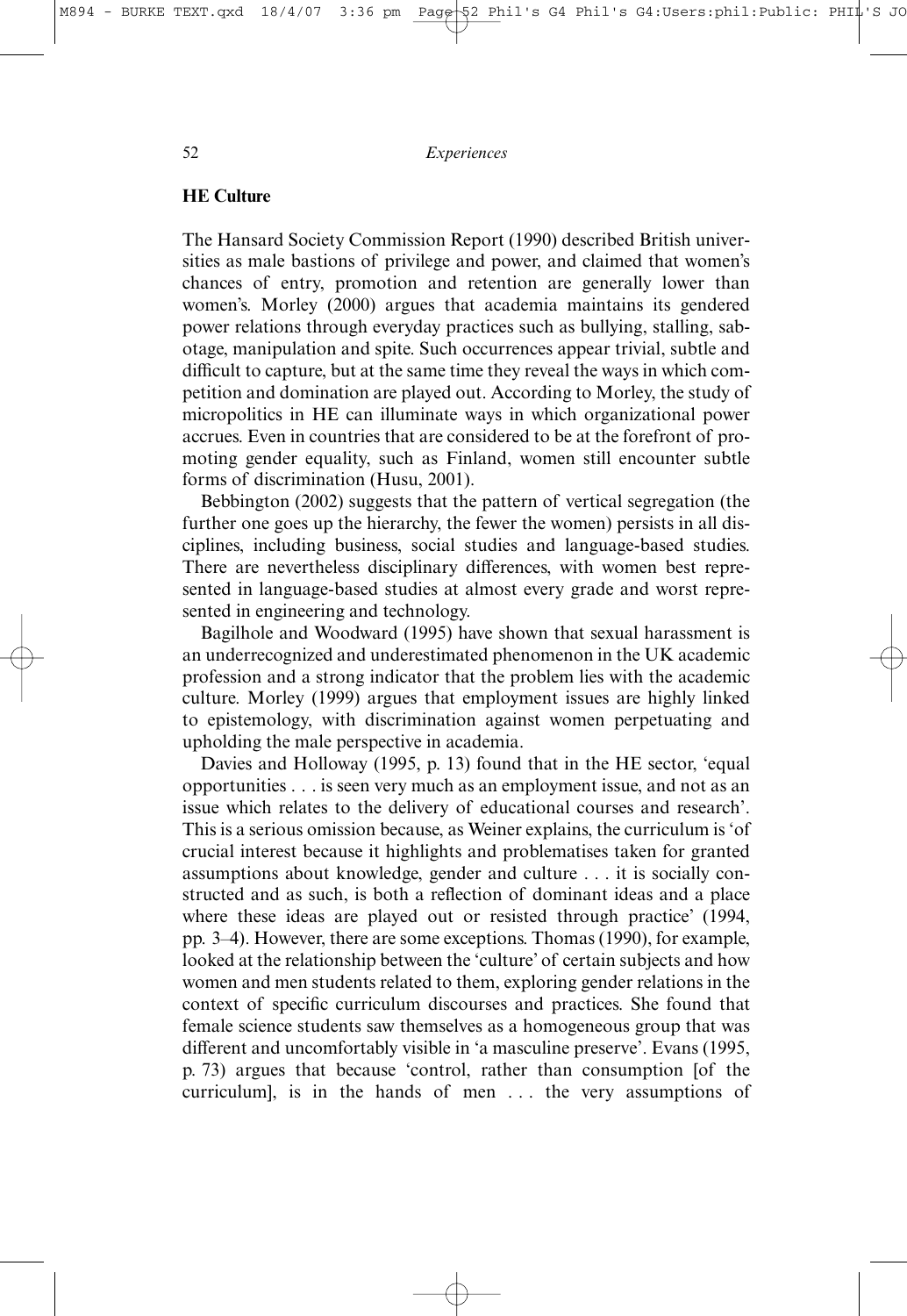## HE Culture

The Hansard Society Commission Report (1990) described British universities as male bastions of privilege and power, and claimed that women's chances of entry, promotion and retention are generally lower than women's. Morley (2000) argues that academia maintains its gendered power relations through everyday practices such as bullying, stalling, sabotage, manipulation and spite. Such occurrences appear trivial, subtle and difficult to capture, but at the same time they reveal the ways in which competition and domination are played out. According to Morley, the study of micropolitics in HE can illuminate ways in which organizational power accrues. Even in countries that are considered to be at the forefront of promoting gender equality, such as Finland, women still encounter subtle forms of discrimination (Husu, 2001).

Bebbington (2002) suggests that the pattern of vertical segregation (the further one goes up the hierarchy, the fewer the women) persists in all disciplines, including business, social studies and language-based studies. There are nevertheless disciplinary differences, with women best represented in language-based studies at almost every grade and worst represented in engineering and technology.

Bagilhole and Woodward (1995) have shown that sexual harassment is an underrecognized and underestimated phenomenon in the UK academic profession and a strong indicator that the problem lies with the academic culture. Morley (1999) argues that employment issues are highly linked to epistemology, with discrimination against women perpetuating and upholding the male perspective in academia.

Davies and Holloway (1995, p. 13) found that in the HE sector, 'equal opportunities . . . is seen very much as an employment issue, and not as an issue which relates to the delivery of educational courses and research'. This is a serious omission because, as Weiner explains, the curriculum is 'of crucial interest because it highlights and problematises taken for granted assumptions about knowledge, gender and culture . . . it is socially constructed and as such, is both a reflection of dominant ideas and a place where these ideas are played out or resisted through practice' (1994, pp. 3–4). However, there are some exceptions. Thomas (1990), for example, looked at the relationship between the 'culture' of certain subjects and how women and men students related to them, exploring gender relations in the context of specific curriculum discourses and practices. She found that female science students saw themselves as a homogeneous group that was different and uncomfortably visible in 'a masculine preserve'. Evans (1995, p. 73) argues that because 'control, rather than consumption [of the curriculum], is in the hands of men . . . the very assumptions of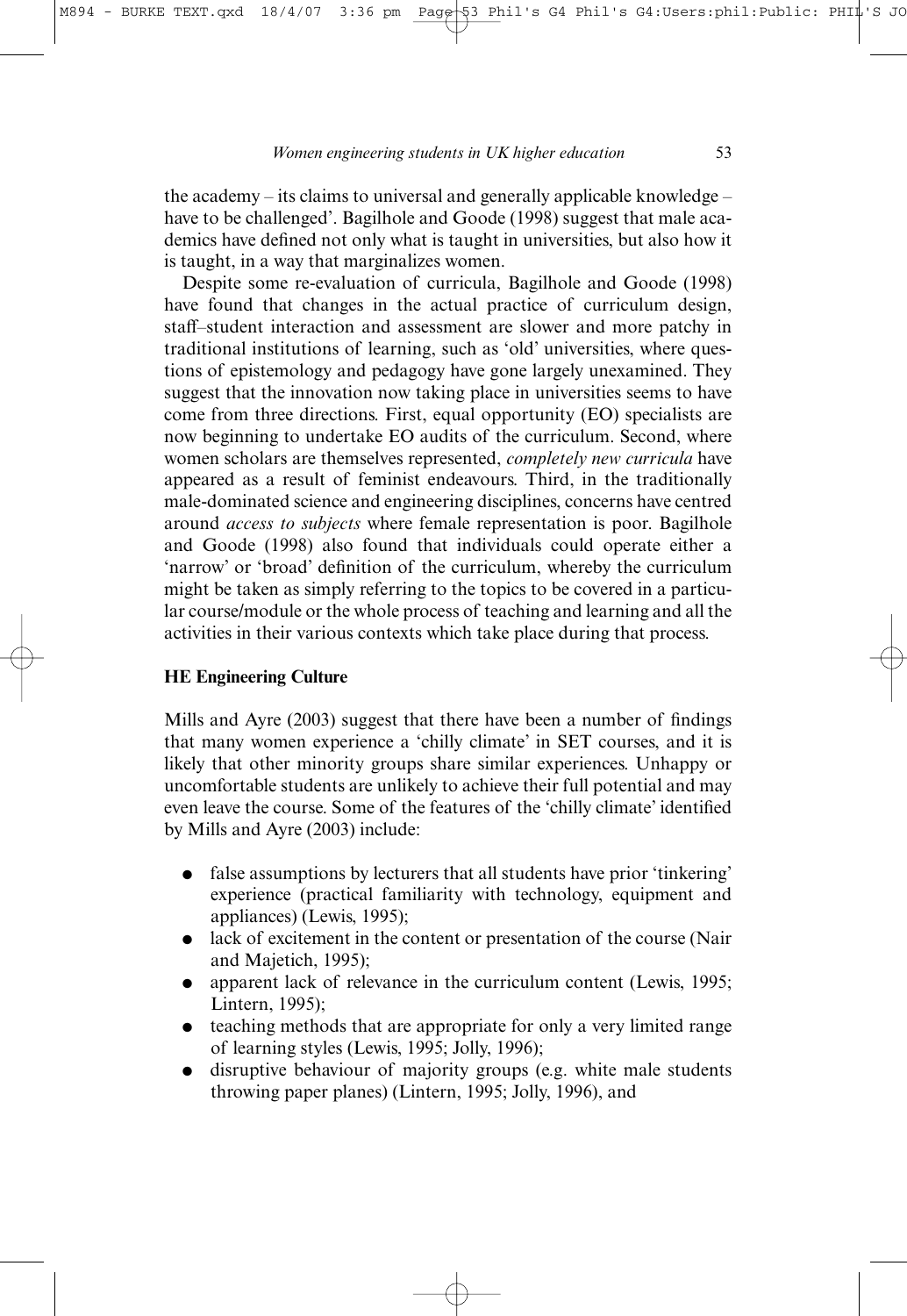the academy – its claims to universal and generally applicable knowledge – have to be challenged'. Bagilhole and Goode (1998) suggest that male academics have defined not only what is taught in universities, but also how it is taught, in a way that marginalizes women.

Despite some re-evaluation of curricula, Bagilhole and Goode (1998) have found that changes in the actual practice of curriculum design, staff–student interaction and assessment are slower and more patchy in traditional institutions of learning, such as 'old' universities, where questions of epistemology and pedagogy have gone largely unexamined. They suggest that the innovation now taking place in universities seems to have come from three directions. First, equal opportunity (EO) specialists are now beginning to undertake EO audits of the curriculum. Second, where women scholars are themselves represented, *completely new curricula* have appeared as a result of feminist endeavours. Third, in the traditionally male-dominated science and engineering disciplines, concerns have centred around *access to subjects* where female representation is poor. Bagilhole and Goode (1998) also found that individuals could operate either a 'narrow' or 'broad' definition of the curriculum, whereby the curriculum might be taken as simply referring to the topics to be covered in a particular course/module or the whole process of teaching and learning and all the activities in their various contexts which take place during that process.

## HE Engineering Culture

Mills and Ayre (2003) suggest that there have been a number of findings that many women experience a 'chilly climate' in SET courses, and it is likely that other minority groups share similar experiences. Unhappy or uncomfortable students are unlikely to achieve their full potential and may even leave the course. Some of the features of the 'chilly climate' identified by Mills and Ayre (2003) include:

- false assumptions by lecturers that all students have prior 'tinkering' experience (practical familiarity with technology, equipment and appliances) (Lewis, 1995);
- lack of excitement in the content or presentation of the course (Nair and Majetich, 1995);
- apparent lack of relevance in the curriculum content (Lewis, 1995; Lintern, 1995);
- teaching methods that are appropriate for only a very limited range of learning styles (Lewis, 1995; Jolly, 1996);
- disruptive behaviour of majority groups (e.g. white male students throwing paper planes) (Lintern, 1995; Jolly, 1996), and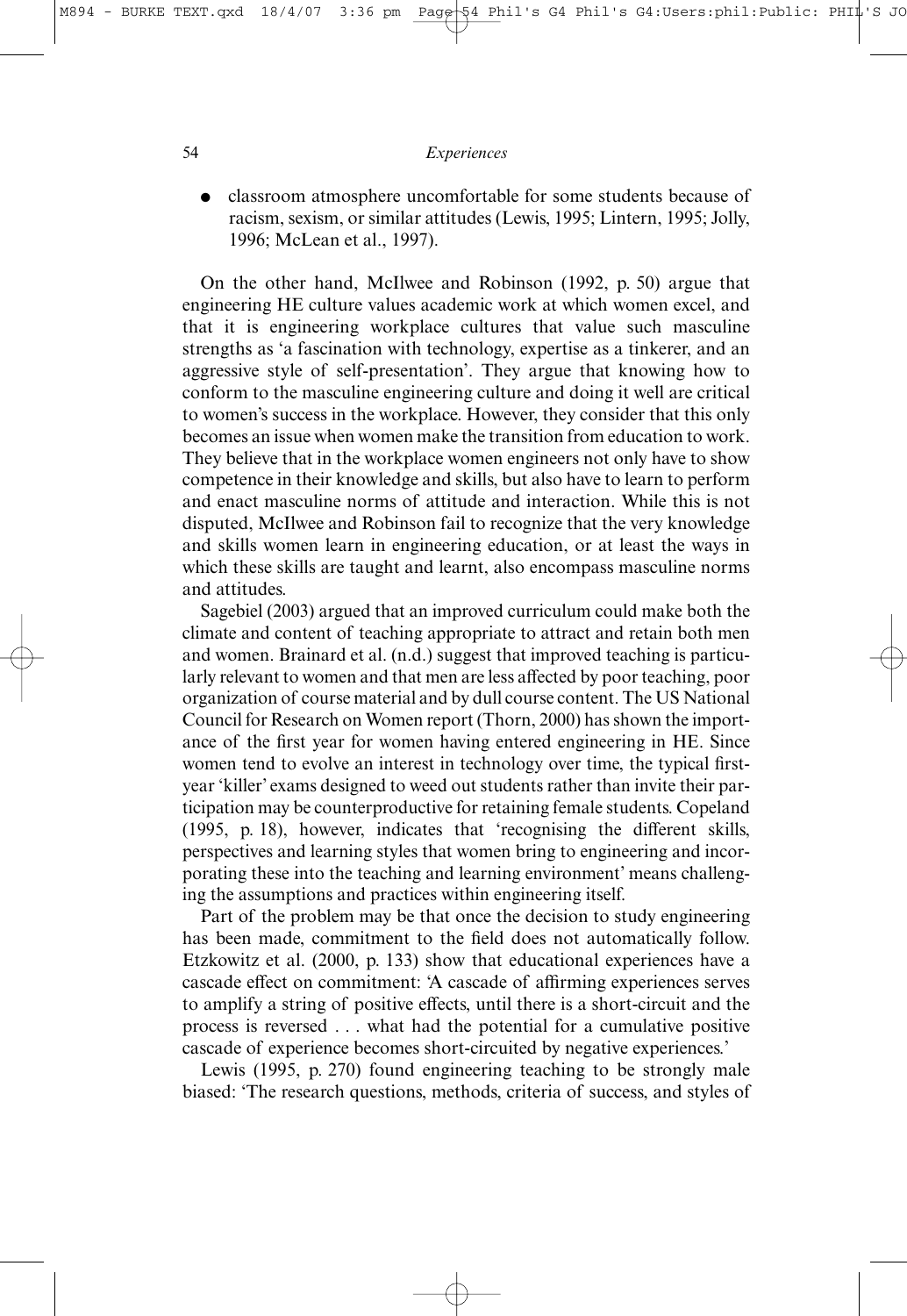- classroom atmosphere uncomfortable for some students because of racism, sexism, or similar attitudes (Lewis, 1995; Lintern, 1995; Jolly, 1996; McLean et al., 1997).

On the other hand, McIlwee and Robinson (1992, p. 50) argue that engineering HE culture values academic work at which women excel, and that it is engineering workplace cultures that value such masculine strengths as 'a fascination with technology, expertise as a tinkerer, and an aggressive style of self-presentation'. They argue that knowing how to conform to the masculine engineering culture and doing it well are critical to women's success in the workplace. However, they consider that this only becomes an issue when women make the transition from education to work. They believe that in the workplace women engineers not only have to show competence in their knowledge and skills, but also have to learn to perform and enact masculine norms of attitude and interaction. While this is not disputed, McIlwee and Robinson fail to recognize that the very knowledge and skills women learn in engineering education, or at least the ways in which these skills are taught and learnt, also encompass masculine norms and attitudes.

Sagebiel (2003) argued that an improved curriculum could make both the climate and content of teaching appropriate to attract and retain both men and women. Brainard et al. (n.d.) suggest that improved teaching is particularly relevant to women and that men are less affected by poor teaching, poor organization of course material and by dull course content. The US National Council for Research on Women report (Thorn, 2000) has shown the importance of the first year for women having entered engineering in HE. Since women tend to evolve an interest in technology over time, the typical first-year 'killer' exams designed to weed out students rather than invite their participation may be counterproductive for retaining female students. Copeland (1995, p. 18), however, indicates that 'recognising the different skills, perspectives and learning styles that women bring to engineering and incorporating these into the teaching and learning environment' means challenging the assumptions and practices within engineering itself.

Part of the problem may be that once the decision to study engineering has been made, commitment to the field does not automatically follow. Etzkowitz et al. (2000, p. 133) show that educational experiences have a cascade effect on commitment: 'A cascade of affirming experiences serves to amplify a string of positive effects, until there is a short-circuit and the process is reversed . . . what had the potential for a cumulative positive cascade of experience becomes short-circuited by negative experiences.'

Lewis (1995, p. 270) found engineering teaching to be strongly male biased: 'The research questions, methods, criteria of success, and styles of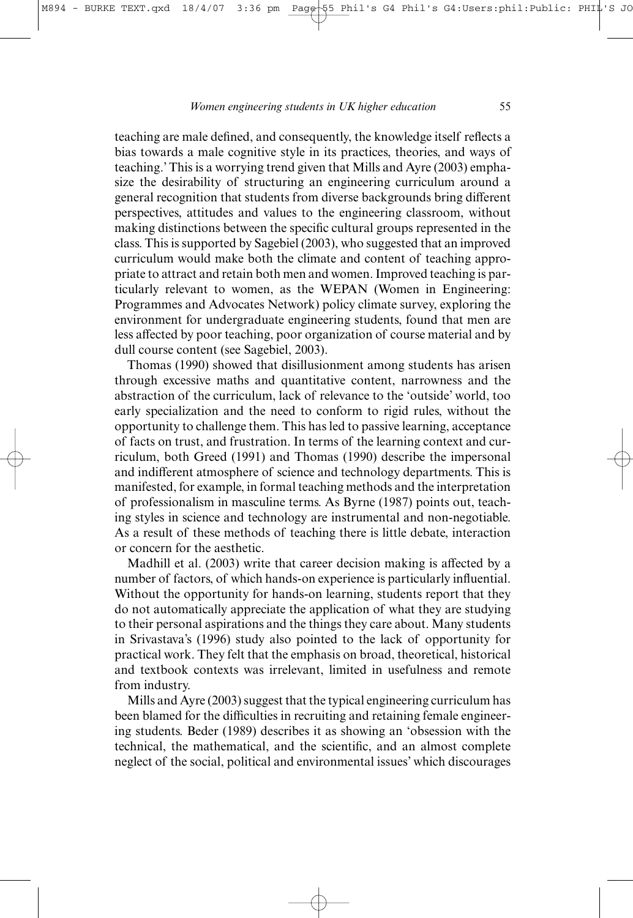teaching are male defined, and consequently, the knowledge itself reflects a bias towards a male cognitive style in its practices, theories, and ways of teaching.' This is a worrying trend given that Mills and Ayre (2003) emphasize the desirability of structuring an engineering curriculum around a general recognition that students from diverse backgrounds bring different perspectives, attitudes and values to the engineering classroom, without making distinctions between the specific cultural groups represented in the class. This is supported by Sagebiel (2003), who suggested that an improved curriculum would make both the climate and content of teaching appropriate to attract and retain both men and women. Improved teaching is particularly relevant to women, as the WEPAN (Women in Engineering: Programmes and Advocates Network) policy climate survey, exploring the environment for undergraduate engineering students, found that men are less affected by poor teaching, poor organization of course material and by dull course content (see Sagebiel, 2003).

Thomas (1990) showed that disillusionment among students has arisen through excessive maths and quantitative content, narrowness and the abstraction of the curriculum, lack of relevance to the 'outside' world, too early specialization and the need to conform to rigid rules, without the opportunity to challenge them. This has led to passive learning, acceptance of facts on trust, and frustration. In terms of the learning context and curriculum, both Greed (1991) and Thomas (1990) describe the impersonal and indifferent atmosphere of science and technology departments. This is manifested, for example, in formal teaching methods and the interpretation of professionalism in masculine terms. As Byrne (1987) points out, teaching styles in science and technology are instrumental and non-negotiable. As a result of these methods of teaching there is little debate, interaction or concern for the aesthetic.

Madhill et al. (2003) write that career decision making is affected by a number of factors, of which hands-on experience is particularly influential. Without the opportunity for hands-on learning, students report that they do not automatically appreciate the application of what they are studying to their personal aspirations and the things they care about. Many students in Srivastava's (1996) study also pointed to the lack of opportunity for practical work. They felt that the emphasis on broad, theoretical, historical and textbook contexts was irrelevant, limited in usefulness and remote from industry.

Mills and Ayre (2003) suggest that the typical engineering curriculum has been blamed for the difficulties in recruiting and retaining female engineering students. Beder (1989) describes it as showing an 'obsession with the technical, the mathematical, and the scientific, and an almost complete neglect of the social, political and environmental issues' which discourages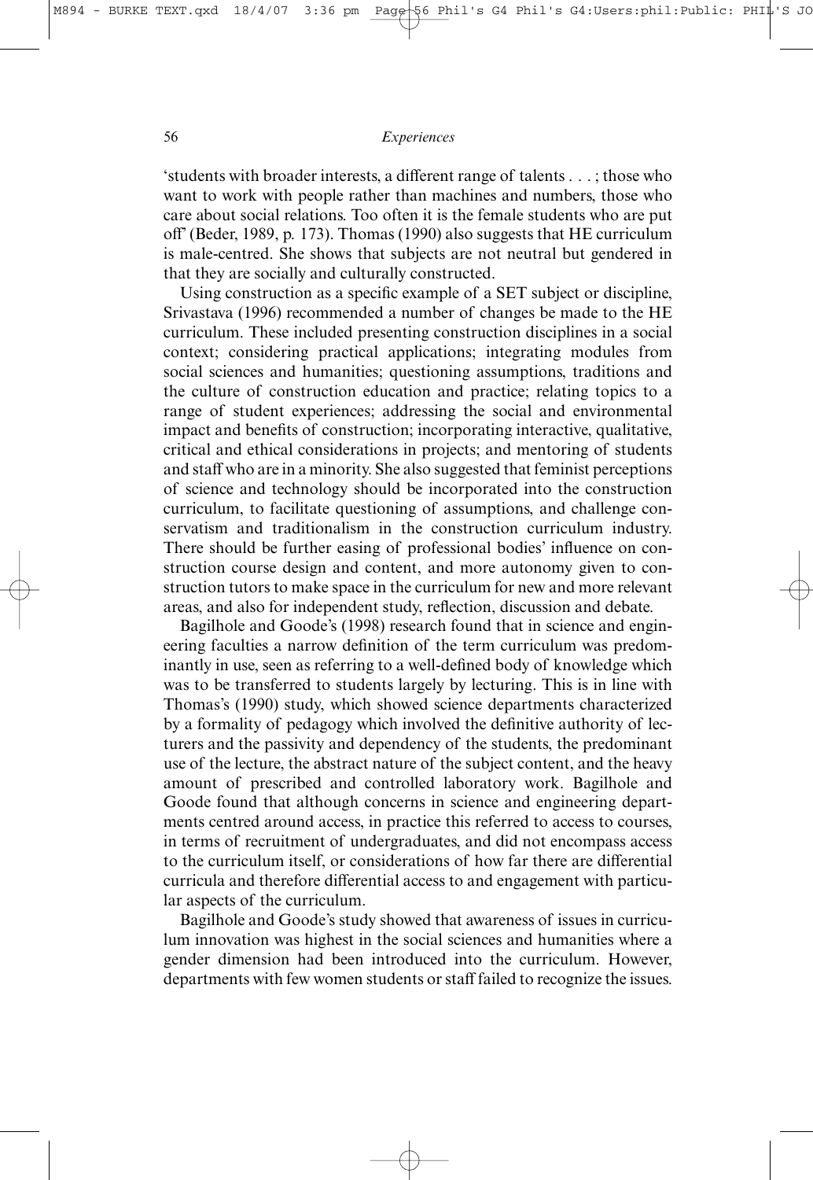'students with broader interests, a different range of talents . . . ; those who want to work with people rather than machines and numbers, those who care about social relations. Too often it is the female students who are put off' (Beder, 1989, p. 173). Thomas (1990) also suggests that HE curriculum is male-centred. She shows that subjects are not neutral but gendered in that they are socially and culturally constructed.

Using construction as a specific example of a SET subject or discipline, Srivastava (1996) recommended a number of changes be made to the HE curriculum. These included presenting construction disciplines in a social context; considering practical applications; integrating modules from social sciences and humanities; questioning assumptions, traditions and the culture of construction education and practice; relating topics to a range of student experiences; addressing the social and environmental impact and benefits of construction; incorporating interactive, qualitative, critical and ethical considerations in projects; and mentoring of students and staff who are in a minority. She also suggested that feminist perceptions of science and technology should be incorporated into the construction curriculum, to facilitate questioning of assumptions, and challenge conservatism and traditionalism in the construction curriculum industry. There should be further easing of professional bodies' influence on construction course design and content, and more autonomy given to construction tutors to make space in the curriculum for new and more relevant areas, and also for independent study, reflection, discussion and debate.

Bagilhole and Goode's (1998) research found that in science and engineering faculties a narrow definition of the term curriculum was predominantly in use, seen as referring to a well-defined body of knowledge which was to be transferred to students largely by lecturing. This is in line with Thomas's (1990) study, which showed science departments characterized by a formality of pedagogy which involved the definitive authority of lecturers and the passivity and dependency of the students, the predominant use of the lecture, the abstract nature of the subject content, and the heavy amount of prescribed and controlled laboratory work. Bagilhole and Goode found that although concerns in science and engineering departments centred around access, in practice this referred to access to courses, in terms of recruitment of undergraduates, and did not encompass access to the curriculum itself, or considerations of how far there are differential curricula and therefore differential access to and engagement with particular aspects of the curriculum.

Bagilhole and Goode's study showed that awareness of issues in curriculum innovation was highest in the social sciences and humanities where a gender dimension had been introduced into the curriculum. However, departments with few women students or staff failed to recognize the issues.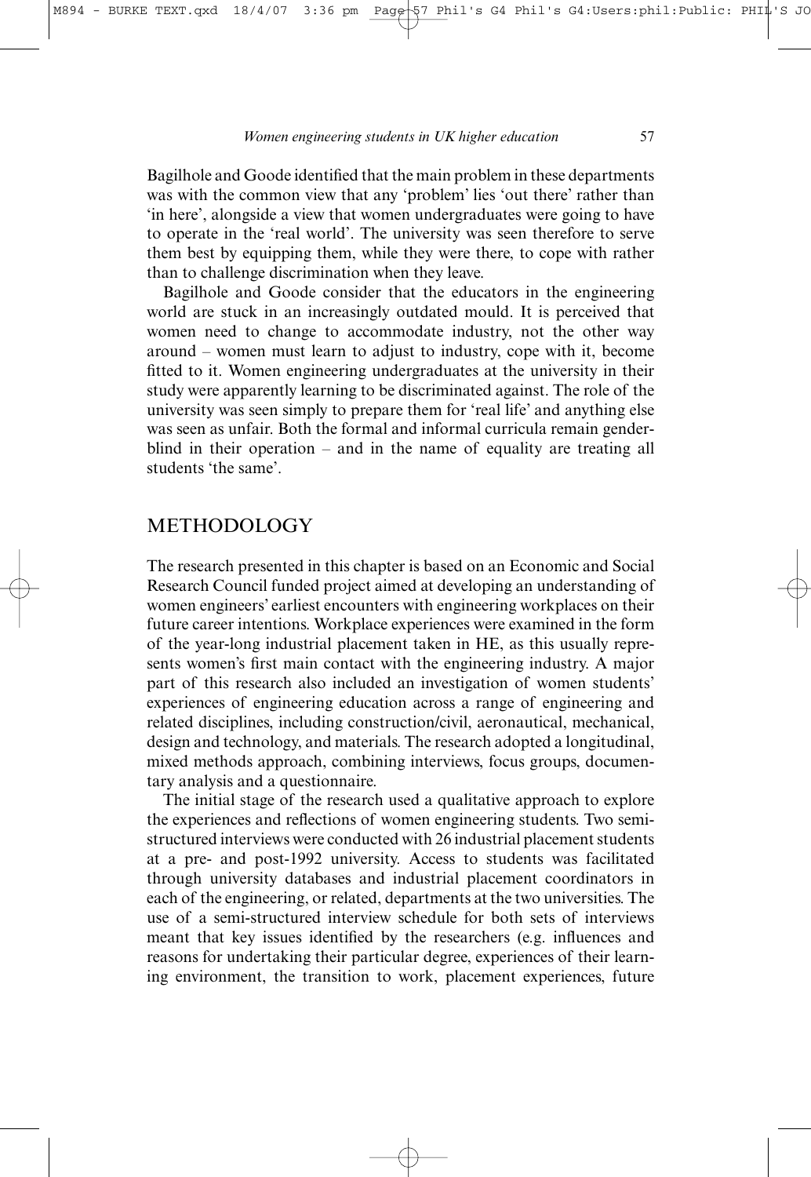Bagilhole and Goode identified that the main problem in these departments was with the common view that any 'problem' lies 'out there' rather than 'in here', alongside a view that women undergraduates were going to have to operate in the 'real world'. The university was seen therefore to serve them best by equipping them, while they were there, to cope with rather than to challenge discrimination when they leave.

Bagilhole and Goode consider that the educators in the engineering world are stuck in an increasingly outdated mould. It is perceived that women need to change to accommodate industry, not the other way around – women must learn to adjust to industry, cope with it, become fitted to it. Women engineering undergraduates at the university in their study were apparently learning to be discriminated against. The role of the university was seen simply to prepare them for 'real life' and anything else was seen as unfair. Both the formal and informal curricula remain gender-blind in their operation – and in the name of equality are treating all students 'the same'.

## METHODOLOGY

The research presented in this chapter is based on an Economic and Social Research Council funded project aimed at developing an understanding of women engineers' earliest encounters with engineering workplaces on their future career intentions. Workplace experiences were examined in the form of the year-long industrial placement taken in HE, as this usually represents women's first main contact with the engineering industry. A major part of this research also included an investigation of women students' experiences of engineering education across a range of engineering and related disciplines, including construction/civil, aeronautical, mechanical, design and technology, and materials. The research adopted a longitudinal, mixed methods approach, combining interviews, focus groups, documentary analysis and a questionnaire.

The initial stage of the research used a qualitative approach to explore the experiences and reflections of women engineering students. Two semi-structured interviews were conducted with 26 industrial placement students at a pre- and post-1992 university. Access to students was facilitated through university databases and industrial placement coordinators in each of the engineering, or related, departments at the two universities. The use of a semi-structured interview schedule for both sets of interviews meant that key issues identified by the researchers (e.g. influences and reasons for undertaking their particular degree, experiences of their learning environment, the transition to work, placement experiences, future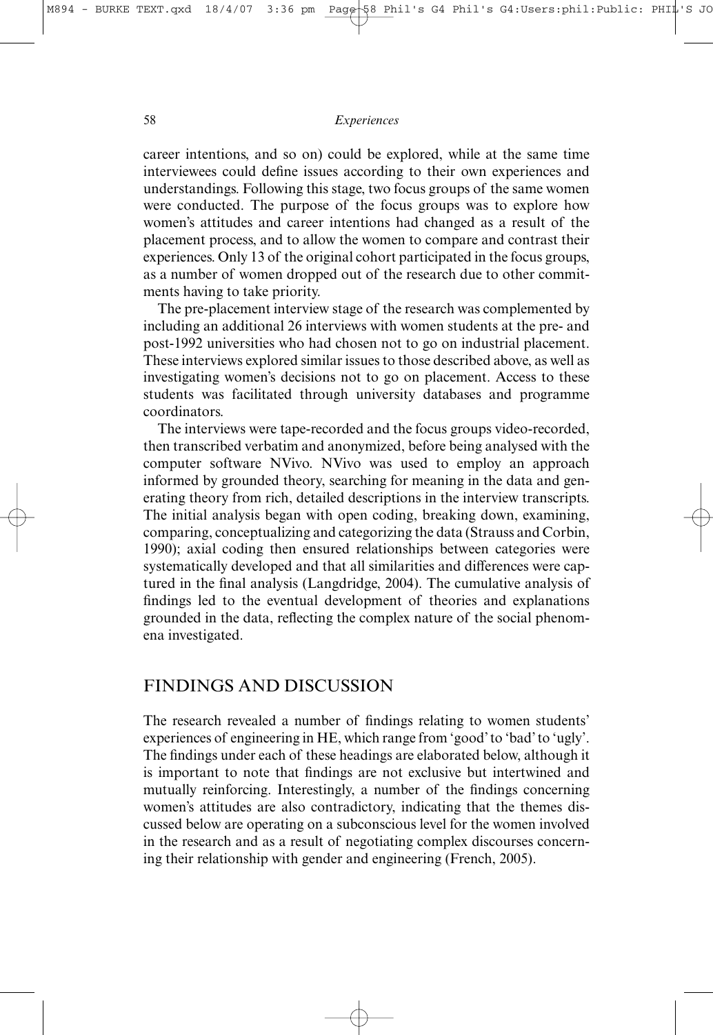career intentions, and so on) could be explored, while at the same time interviewees could define issues according to their own experiences and understandings. Following this stage, two focus groups of the same women were conducted. The purpose of the focus groups was to explore how women's attitudes and career intentions had changed as a result of the placement process, and to allow the women to compare and contrast their experiences. Only 13 of the original cohort participated in the focus groups, as a number of women dropped out of the research due to other commitments having to take priority.

The pre-placement interview stage of the research was complemented by including an additional 26 interviews with women students at the pre- and post-1992 universities who had chosen not to go on industrial placement. These interviews explored similar issues to those described above, as well as investigating women's decisions not to go on placement. Access to these students was facilitated through university databases and programme coordinators.

The interviews were tape-recorded and the focus groups video-recorded, then transcribed verbatim and anonymized, before being analysed with the computer software NVivo. NVivo was used to employ an approach informed by grounded theory, searching for meaning in the data and generating theory from rich, detailed descriptions in the interview transcripts. The initial analysis began with open coding, breaking down, examining, comparing, conceptualizing and categorizing the data (Strauss and Corbin, 1990); axial coding then ensured relationships between categories were systematically developed and that all similarities and differences were captured in the final analysis (Langdridge, 2004). The cumulative analysis of findings led to the eventual development of theories and explanations grounded in the data, reflecting the complex nature of the social phenomena investigated.

## FINDINGS AND DISCUSSION

The research revealed a number of findings relating to women students' experiences of engineering in HE, which range from 'good' to 'bad' to 'ugly'. The findings under each of these headings are elaborated below, although it is important to note that findings are not exclusive but intertwined and mutually reinforcing. Interestingly, a number of the findings concerning women's attitudes are also contradictory, indicating that the themes discussed below are operating on a subconscious level for the women involved in the research and as a result of negotiating complex discourses concerning their relationship with gender and engineering (French, 2005).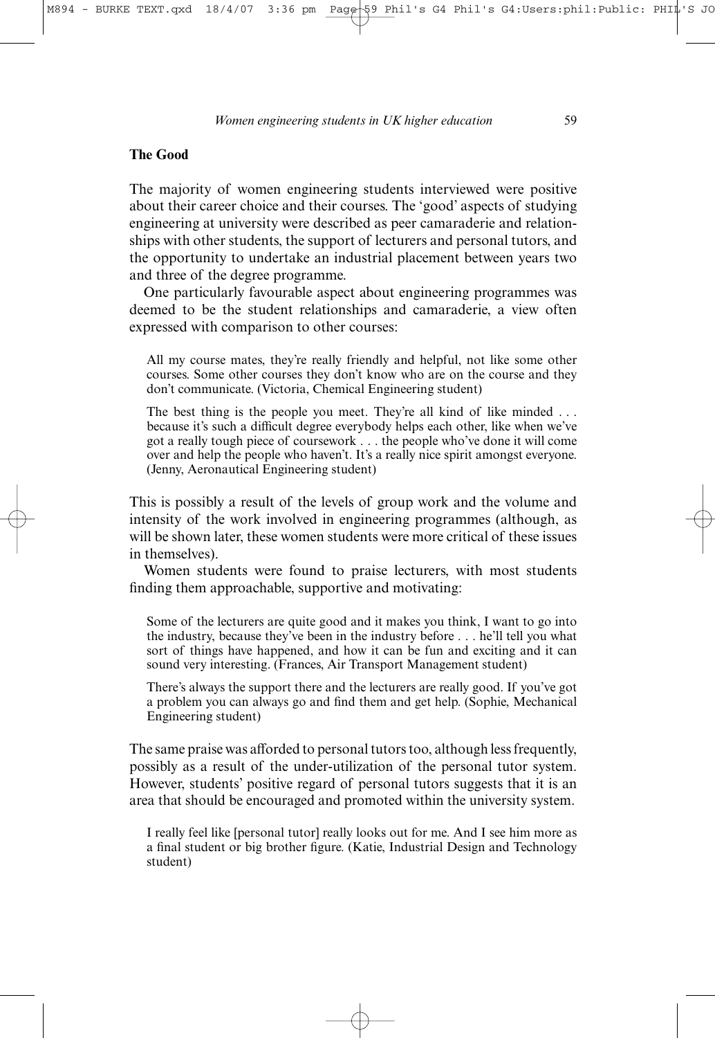### The Good

The majority of women engineering students interviewed were positive about their career choice and their courses. The 'good' aspects of studying engineering at university were described as peer camaraderie and relationships with other students, the support of lecturers and personal tutors, and the opportunity to undertake an industrial placement between years two and three of the degree programme.

One particularly favourable aspect about engineering programmes was deemed to be the student relationships and camaraderie, a view often expressed with comparison to other courses:

> All my course mates, they're really friendly and helpful, not like some other courses. Some other courses they don't know who are on the course and they don't communicate. (Victoria, Chemical Engineering student)

> The best thing is the people you meet. They're all kind of like minded . . . because it's such a difficult degree everybody helps each other, like when we've got a really tough piece of coursework . . . the people who've done it will come over and help the people who haven't. It's a really nice spirit amongst everyone. (Jenny, Aeronautical Engineering student)

This is possibly a result of the levels of group work and the volume and intensity of the work involved in engineering programmes (although, as will be shown later, these women students were more critical of these issues in themselves).

Women students were found to praise lecturers, with most students finding them approachable, supportive and motivating:

> Some of the lecturers are quite good and it makes you think, I want to go into the industry, because they've been in the industry before . . . he'll tell you what sort of things have happened, and how it can be fun and exciting and it can sound very interesting. (Frances, Air Transport Management student)

> There's always the support there and the lecturers are really good. If you've got a problem you can always go and find them and get help. (Sophie, Mechanical Engineering student)

The same praise was afforded to personal tutors too, although less frequently, possibly as a result of the under-utilization of the personal tutor system. However, students' positive regard of personal tutors suggests that it is an area that should be encouraged and promoted within the university system.

> I really feel like [personal tutor] really looks out for me. And I see him more as a final student or big brother figure. (Katie, Industrial Design and Technology student)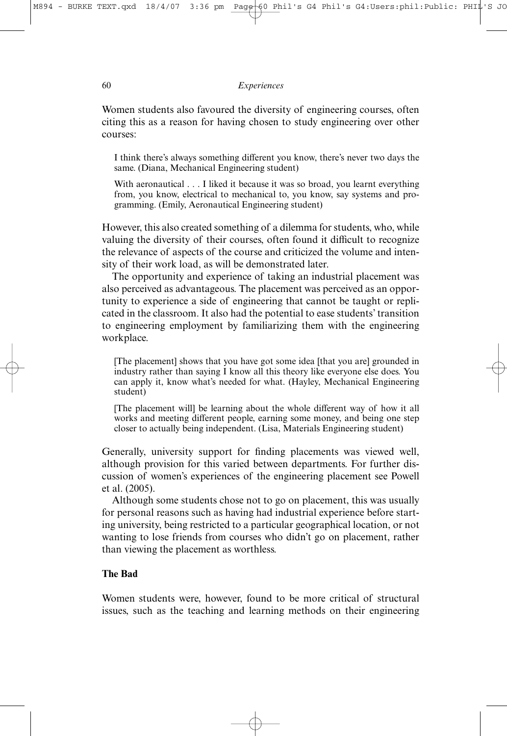Women students also favoured the diversity of engineering courses, often citing this as a reason for having chosen to study engineering over other courses:

> I think there's always something different you know, there's never two days the same. (Diana, Mechanical Engineering student)

> With aeronautical . . . I liked it because it was so broad, you learnt everything from, you know, electrical to mechanical to, you know, say systems and programming. (Emily, Aeronautical Engineering student)

However, this also created something of a dilemma for students, who, while valuing the diversity of their courses, often found it difficult to recognize the relevance of aspects of the course and criticized the volume and intensity of their work load, as will be demonstrated later.

The opportunity and experience of taking an industrial placement was also perceived as advantageous. The placement was perceived as an opportunity to experience a side of engineering that cannot be taught or replicated in the classroom. It also had the potential to ease students' transition to engineering employment by familiarizing them with the engineering workplace.

> [The placement] shows that you have got some idea [that you are] grounded in industry rather than saying I know all this theory like everyone else does. You can apply it, know what's needed for what. (Hayley, Mechanical Engineering student)

> [The placement will] be learning about the whole different way of how it all works and meeting different people, earning some money, and being one step closer to actually being independent. (Lisa, Materials Engineering student)

Generally, university support for finding placements was viewed well, although provision for this varied between departments. For further discussion of women's experiences of the engineering placement see Powell et al. (2005).

Although some students chose not to go on placement, this was usually for personal reasons such as having had industrial experience before starting university, being restricted to a particular geographical location, or not wanting to lose friends from courses who didn't go on placement, rather than viewing the placement as worthless.

### The Bad

Women students were, however, found to be more critical of structural issues, such as the teaching and learning methods on their engineering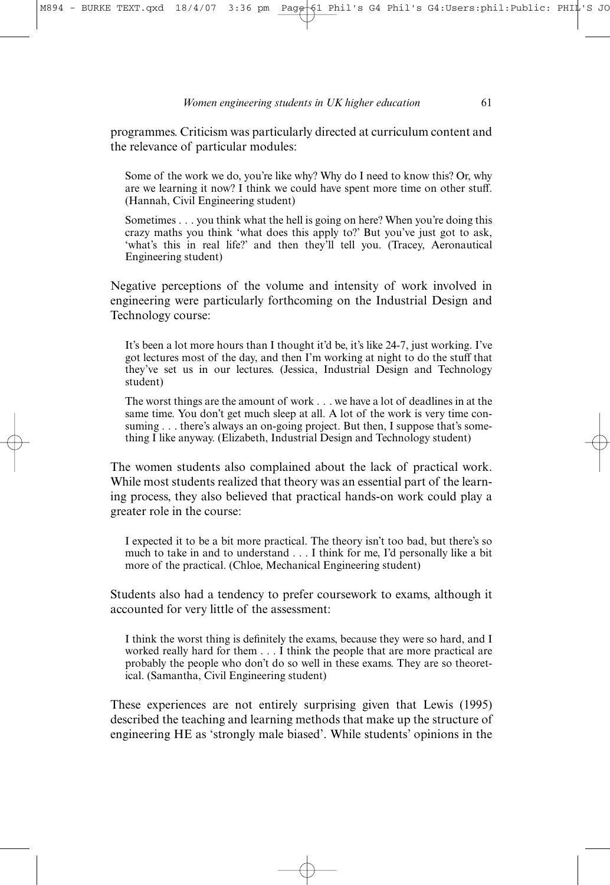programmes. Criticism was particularly directed at curriculum content and the relevance of particular modules:

> Some of the work we do, you're like why? Why do I need to know this? Or, why are we learning it now? I think we could have spent more time on other stuff. (Hannah, Civil Engineering student)

> Sometimes . . . you think what the hell is going on here? When you're doing this crazy maths you think 'what does this apply to?' But you've just got to ask, 'what's this in real life?' and then they'll tell you. (Tracey, Aeronautical Engineering student)

Negative perceptions of the volume and intensity of work involved in engineering were particularly forthcoming on the Industrial Design and Technology course:

> It's been a lot more hours than I thought it'd be, it's like 24-7, just working. I've got lectures most of the day, and then I'm working at night to do the stuff that they've set us in our lectures. (Jessica, Industrial Design and Technology student)

> The worst things are the amount of work . . . we have a lot of deadlines in at the same time. You don't get much sleep at all. A lot of the work is very time consuming . . . there's always an on-going project. But then, I suppose that's something I like anyway. (Elizabeth, Industrial Design and Technology student)

The women students also complained about the lack of practical work. While most students realized that theory was an essential part of the learning process, they also believed that practical hands-on work could play a greater role in the course:

> I expected it to be a bit more practical. The theory isn't too bad, but there's so much to take in and to understand . . . I think for me, I'd personally like a bit more of the practical. (Chloe, Mechanical Engineering student)

Students also had a tendency to prefer coursework to exams, although it accounted for very little of the assessment:

> I think the worst thing is definitely the exams, because they were so hard, and I worked really hard for them . . . I think the people that are more practical are probably the people who don't do so well in these exams. They are so theoretical. (Samantha, Civil Engineering student)

These experiences are not entirely surprising given that Lewis (1995) described the teaching and learning methods that make up the structure of engineering HE as 'strongly male biased'. While students' opinions in the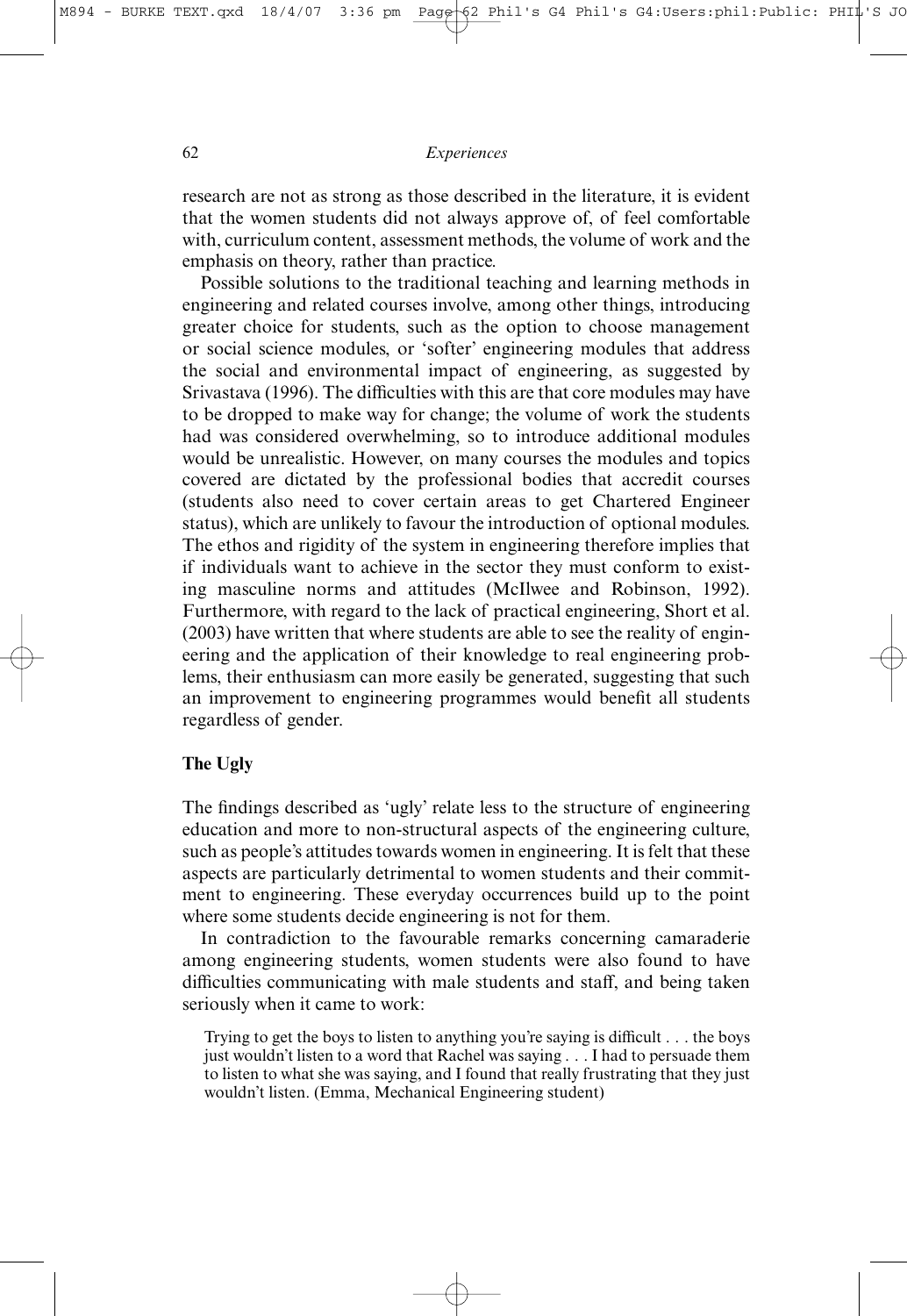research are not as strong as those described in the literature, it is evident that the women students did not always approve of, of feel comfortable with, curriculum content, assessment methods, the volume of work and the emphasis on theory, rather than practice.

Possible solutions to the traditional teaching and learning methods in engineering and related courses involve, among other things, introducing greater choice for students, such as the option to choose management or social science modules, or 'softer' engineering modules that address the social and environmental impact of engineering, as suggested by Srivastava (1996). The difficulties with this are that core modules may have to be dropped to make way for change; the volume of work the students had was considered overwhelming, so to introduce additional modules would be unrealistic. However, on many courses the modules and topics covered are dictated by the professional bodies that accredit courses (students also need to cover certain areas to get Chartered Engineer status), which are unlikely to favour the introduction of optional modules. The ethos and rigidity of the system in engineering therefore implies that if individuals want to achieve in the sector they must conform to existing masculine norms and attitudes (McIlwee and Robinson, 1992). Furthermore, with regard to the lack of practical engineering, Short et al. (2003) have written that where students are able to see the reality of engineering and the application of their knowledge to real engineering problems, their enthusiasm can more easily be generated, suggesting that such an improvement to engineering programmes would benefit all students regardless of gender.

## The Ugly

The findings described as 'ugly' relate less to the structure of engineering education and more to non-structural aspects of the engineering culture, such as people's attitudes towards women in engineering. It is felt that these aspects are particularly detrimental to women students and their commitment to engineering. These everyday occurrences build up to the point where some students decide engineering is not for them.

In contradiction to the favourable remarks concerning camaraderie among engineering students, women students were also found to have difficulties communicating with male students and staff, and being taken seriously when it came to work:

> Trying to get the boys to listen to anything you're saying is difficult . . . the boys just wouldn't listen to a word that Rachel was saying . . . I had to persuade them to listen to what she was saying, and I found that really frustrating that they just wouldn't listen. (Emma, Mechanical Engineering student)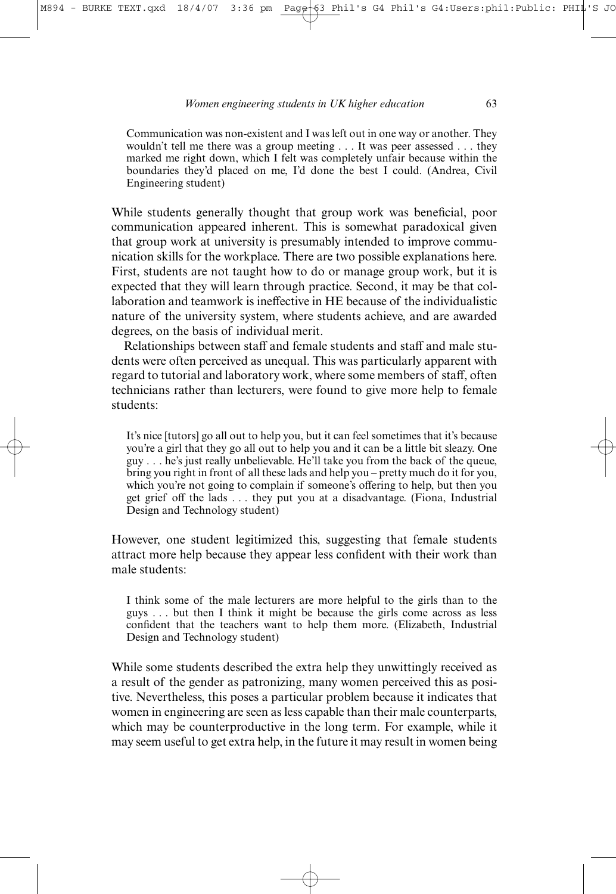> Communication was non-existent and I was left out in one way or another. They wouldn't tell me there was a group meeting . . . It was peer assessed . . . they marked me right down, which I felt was completely unfair because within the boundaries they'd placed on me, I'd done the best I could. (Andrea, Civil Engineering student)

While students generally thought that group work was beneficial, poor communication appeared inherent. This is somewhat paradoxical given that group work at university is presumably intended to improve communication skills for the workplace. There are two possible explanations here. First, students are not taught how to do or manage group work, but it is expected that they will learn through practice. Second, it may be that collaboration and teamwork is ineffective in HE because of the individualistic nature of the university system, where students achieve, and are awarded degrees, on the basis of individual merit.

Relationships between staff and female students and staff and male students were often perceived as unequal. This was particularly apparent with regard to tutorial and laboratory work, where some members of staff, often technicians rather than lecturers, were found to give more help to female students:

> It's nice [tutors] go all out to help you, but it can feel sometimes that it's because you're a girl that they go all out to help you and it can be a little bit sleazy. One guy . . . he's just really unbelievable. He'll take you from the back of the queue, bring you right in front of all these lads and help you – pretty much do it for you, which you're not going to complain if someone's offering to help, but then you get grief off the lads . . . they put you at a disadvantage. (Fiona, Industrial Design and Technology student)

However, one student legitimized this, suggesting that female students attract more help because they appear less confident with their work than male students:

> I think some of the male lecturers are more helpful to the girls than to the guys . . . but then I think it might be because the girls come across as less confident that the teachers want to help them more. (Elizabeth, Industrial Design and Technology student)

While some students described the extra help they unwittingly received as a result of the gender as patronizing, many women perceived this as positive. Nevertheless, this poses a particular problem because it indicates that women in engineering are seen as less capable than their male counterparts, which may be counterproductive in the long term. For example, while it may seem useful to get extra help, in the future it may result in women being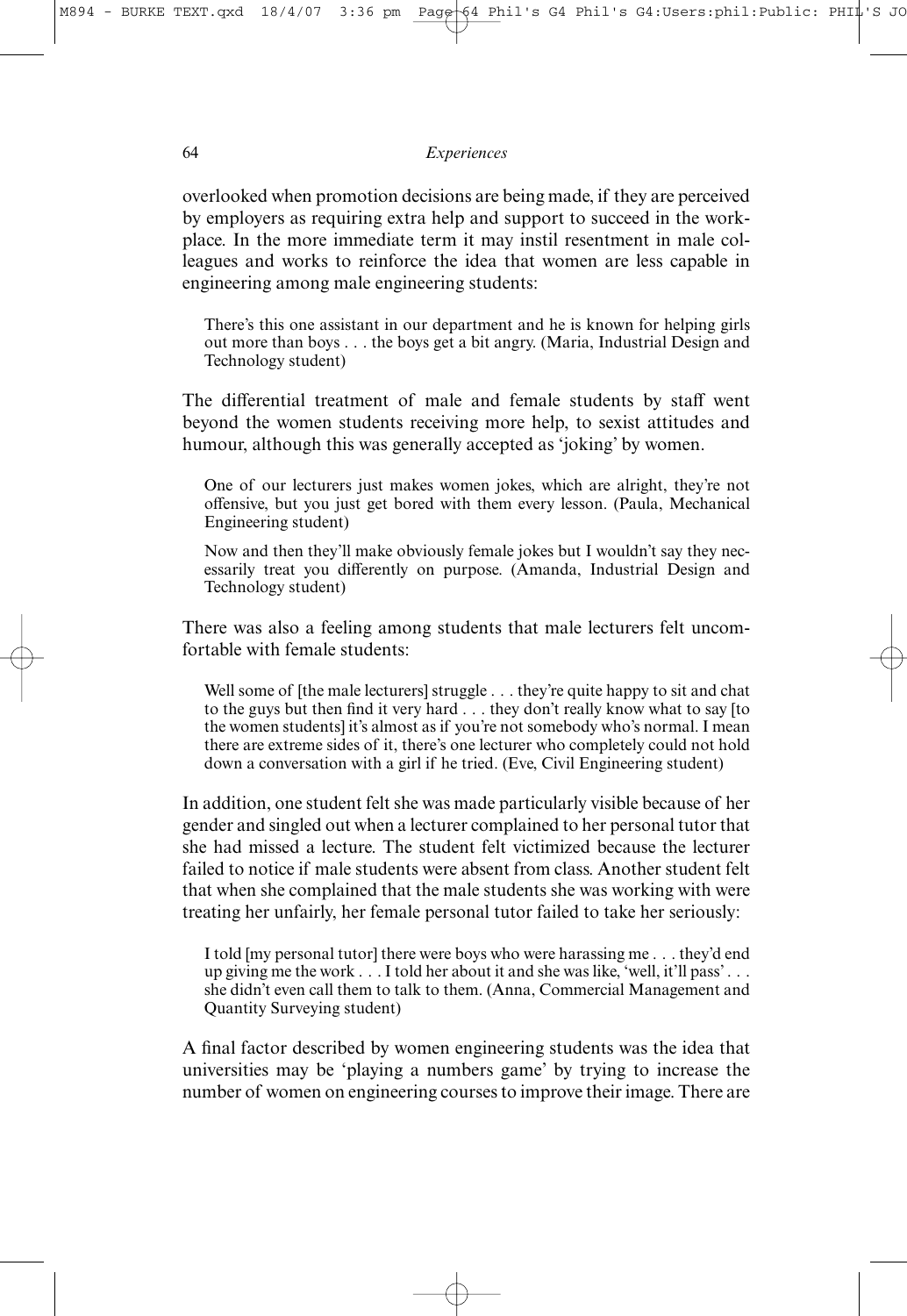overlooked when promotion decisions are being made, if they are perceived by employers as requiring extra help and support to succeed in the workplace. In the more immediate term it may instil resentment in male colleagues and works to reinforce the idea that women are less capable in engineering among male engineering students:

> There's this one assistant in our department and he is known for helping girls out more than boys . . . the boys get a bit angry. (Maria, Industrial Design and Technology student)

The differential treatment of male and female students by staff went beyond the women students receiving more help, to sexist attitudes and humour, although this was generally accepted as 'joking' by women.

> One of our lecturers just makes women jokes, which are alright, they're not offensive, but you just get bored with them every lesson. (Paula, Mechanical Engineering student)
>
> Now and then they'll make obviously female jokes but I wouldn't say they necessarily treat you differently on purpose. (Amanda, Industrial Design and Technology student)

There was also a feeling among students that male lecturers felt uncomfortable with female students:

> Well some of [the male lecturers] struggle . . . they're quite happy to sit and chat to the guys but then find it very hard . . . they don't really know what to say [to the women students] it's almost as if you're not somebody who's normal. I mean there are extreme sides of it, there's one lecturer who completely could not hold down a conversation with a girl if he tried. (Eve, Civil Engineering student)

In addition, one student felt she was made particularly visible because of her gender and singled out when a lecturer complained to her personal tutor that she had missed a lecture. The student felt victimized because the lecturer failed to notice if male students were absent from class. Another student felt that when she complained that the male students she was working with were treating her unfairly, her female personal tutor failed to take her seriously:

> I told [my personal tutor] there were boys who were harassing me . . . they'd end up giving me the work . . . I told her about it and she was like, 'well, it'll pass' . . . she didn't even call them to talk to them. (Anna, Commercial Management and Quantity Surveying student)

A final factor described by women engineering students was the idea that universities may be 'playing a numbers game' by trying to increase the number of women on engineering courses to improve their image. There are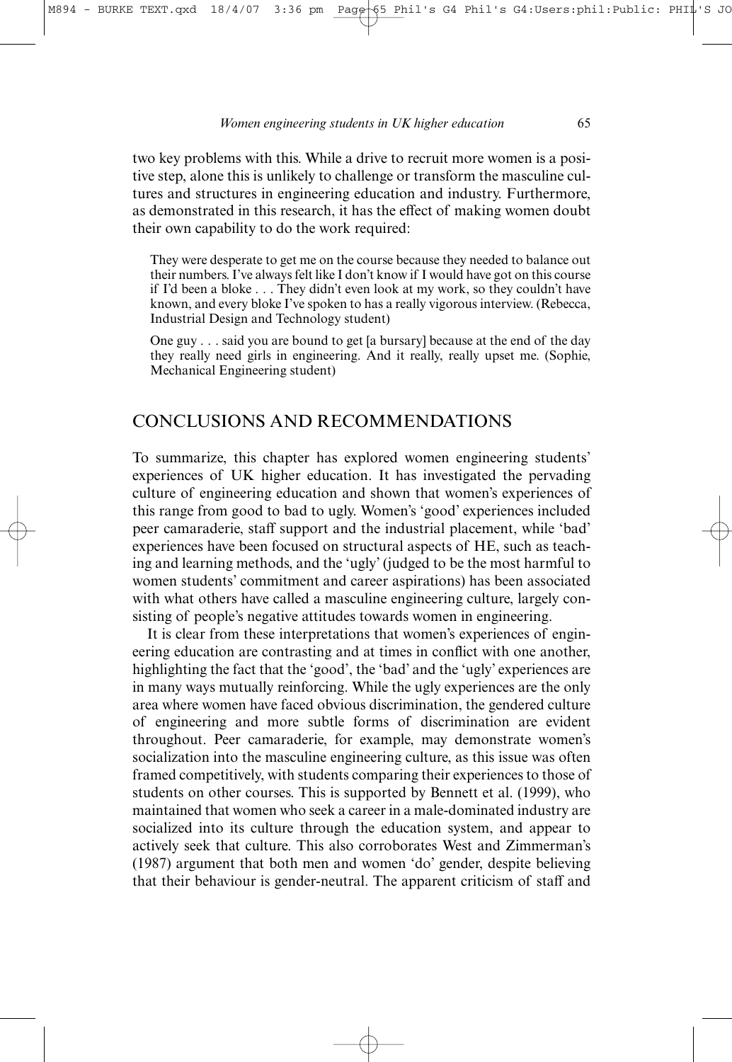two key problems with this. While a drive to recruit more women is a positive step, alone this is unlikely to challenge or transform the masculine cultures and structures in engineering education and industry. Furthermore, as demonstrated in this research, it has the effect of making women doubt their own capability to do the work required:

> They were desperate to get me on the course because they needed to balance out their numbers. I've always felt like I don't know if I would have got on this course if I'd been a bloke . . . They didn't even look at my work, so they couldn't have known, and every bloke I've spoken to has a really vigorous interview. (Rebecca, Industrial Design and Technology student)

> One guy . . . said you are bound to get [a bursary] because at the end of the day they really need girls in engineering. And it really, really upset me. (Sophie, Mechanical Engineering student)

## CONCLUSIONS AND RECOMMENDATIONS

To summarize, this chapter has explored women engineering students' experiences of UK higher education. It has investigated the pervading culture of engineering education and shown that women's experiences of this range from good to bad to ugly. Women's 'good' experiences included peer camaraderie, staff support and the industrial placement, while 'bad' experiences have been focused on structural aspects of HE, such as teaching and learning methods, and the 'ugly' (judged to be the most harmful to women students' commitment and career aspirations) has been associated with what others have called a masculine engineering culture, largely consisting of people's negative attitudes towards women in engineering.

It is clear from these interpretations that women's experiences of engineering education are contrasting and at times in conflict with one another, highlighting the fact that the 'good', the 'bad' and the 'ugly' experiences are in many ways mutually reinforcing. While the ugly experiences are the only area where women have faced obvious discrimination, the gendered culture of engineering and more subtle forms of discrimination are evident throughout. Peer camaraderie, for example, may demonstrate women's socialization into the masculine engineering culture, as this issue was often framed competitively, with students comparing their experiences to those of students on other courses. This is supported by Bennett et al. (1999), who maintained that women who seek a career in a male-dominated industry are socialized into its culture through the education system, and appear to actively seek that culture. This also corroborates West and Zimmerman's (1987) argument that both men and women 'do' gender, despite believing that their behaviour is gender-neutral. The apparent criticism of staff and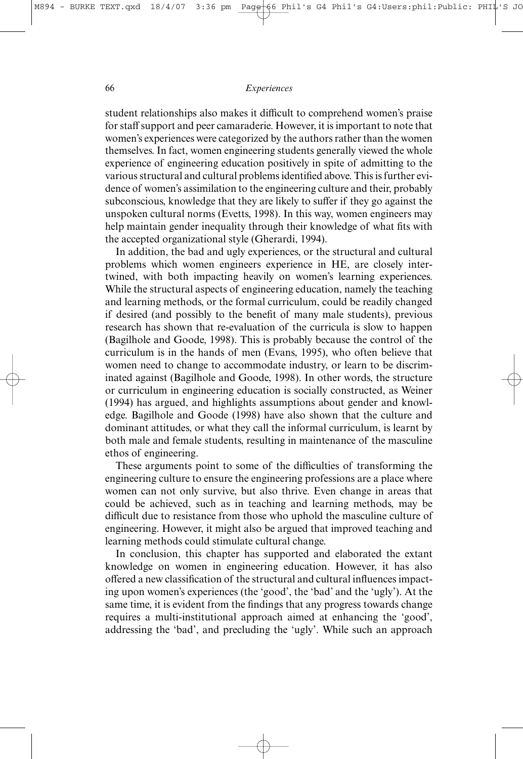student relationships also makes it difficult to comprehend women's praise for staff support and peer camaraderie. However, it is important to note that women's experiences were categorized by the authors rather than the women themselves. In fact, women engineering students generally viewed the whole experience of engineering education positively in spite of admitting to the various structural and cultural problems identified above. This is further evidence of women's assimilation to the engineering culture and their, probably subconscious, knowledge that they are likely to suffer if they go against the unspoken cultural norms (Evetts, 1998). In this way, women engineers may help maintain gender inequality through their knowledge of what fits with the accepted organizational style (Gherardi, 1994).

In addition, the bad and ugly experiences, or the structural and cultural problems which women engineers experience in HE, are closely intertwined, with both impacting heavily on women's learning experiences. While the structural aspects of engineering education, namely the teaching and learning methods, or the formal curriculum, could be readily changed if desired (and possibly to the benefit of many male students), previous research has shown that re-evaluation of the curricula is slow to happen (Bagilhole and Goode, 1998). This is probably because the control of the curriculum is in the hands of men (Evans, 1995), who often believe that women need to change to accommodate industry, or learn to be discriminated against (Bagilhole and Goode, 1998). In other words, the structure or curriculum in engineering education is socially constructed, as Weiner (1994) has argued, and highlights assumptions about gender and knowledge. Bagilhole and Goode (1998) have also shown that the culture and dominant attitudes, or what they call the informal curriculum, is learnt by both male and female students, resulting in maintenance of the masculine ethos of engineering.

These arguments point to some of the difficulties of transforming the engineering culture to ensure the engineering professions are a place where women can not only survive, but also thrive. Even change in areas that could be achieved, such as in teaching and learning methods, may be difficult due to resistance from those who uphold the masculine culture of engineering. However, it might also be argued that improved teaching and learning methods could stimulate cultural change.

In conclusion, this chapter has supported and elaborated the extant knowledge on women in engineering education. However, it has also offered a new classification of the structural and cultural influences impacting upon women's experiences (the 'good', the 'bad' and the 'ugly'). At the same time, it is evident from the findings that any progress towards change requires a multi-institutional approach aimed at enhancing the 'good', addressing the 'bad', and precluding the 'ugly'. While such an approach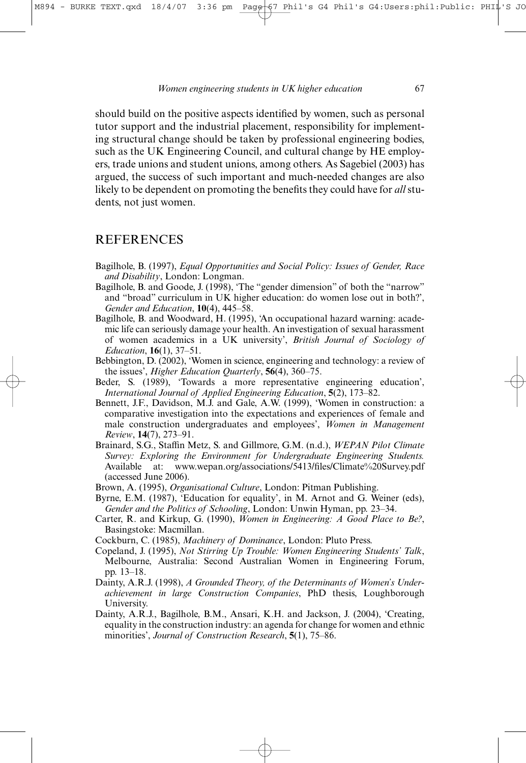should build on the positive aspects identified by women, such as personal tutor support and the industrial placement, responsibility for implementing structural change should be taken by professional engineering bodies, such as the UK Engineering Council, and cultural change by HE employers, trade unions and student unions, among others. As Sagebiel (2003) has argued, the success of such important and much-needed changes are also likely to be dependent on promoting the benefits they could have for *all* students, not just women.

## REFERENCES

Bagilhole, B. (1997), *Equal Opportunities and Social Policy: Issues of Gender, Race and Disability*, London: Longman.

Bagilhole, B. and Goode, J. (1998), 'The "gender dimension" of both the "narrow" and "broad" curriculum in UK higher education: do women lose out in both?', *Gender and Education*, **10**(4), 445–58.

Bagilhole, B. and Woodward, H. (1995), 'An occupational hazard warning: academic life can seriously damage your health. An investigation of sexual harassment of women academics in a UK university', *British Journal of Sociology of Education*, **16**(1), 37–51.

Bebbington, D. (2002), 'Women in science, engineering and technology: a review of the issues', *Higher Education Quarterly*, **56**(4), 360–75.

Beder, S. (1989), 'Towards a more representative engineering education', *International Journal of Applied Engineering Education*, **5**(2), 173–82.

Bennett, J.F., Davidson, M.J. and Gale, A.W. (1999), 'Women in construction: a comparative investigation into the expectations and experiences of female and male construction undergraduates and employees', *Women in Management Review*, **14**(7), 273–91.

Brainard, S.G., Staffin Metz, S. and Gillmore, G.M. (n.d.), *WEPAN Pilot Climate Survey: Exploring the Environment for Undergraduate Engineering Students.* Available at: www.wepan.org/associations/5413/files/Climate%20Survey.pdf (accessed June 2006).

Brown, A. (1995), *Organisational Culture*, London: Pitman Publishing.

Byrne, E.M. (1987), 'Education for equality', in M. Arnot and G. Weiner (eds), *Gender and the Politics of Schooling*, London: Unwin Hyman, pp. 23–34.

Carter, R. and Kirkup, G. (1990), *Women in Engineering: A Good Place to Be?*, Basingstoke: Macmillan.

Cockburn, C. (1985), *Machinery of Dominance*, London: Pluto Press.

Copeland, J. (1995), *Not Stirring Up Trouble: Women Engineering Students' Talk*, Melbourne, Australia: Second Australian Women in Engineering Forum, pp. 13–18.

Dainty, A.R.J. (1998), *A Grounded Theory, of the Determinants of Women's Underachievement in large Construction Companies*, PhD thesis, Loughborough University.

Dainty, A.R.J., Bagilhole, B.M., Ansari, K.H. and Jackson, J. (2004), 'Creating, equality in the construction industry: an agenda for change for women and ethnic minorities', *Journal of Construction Research*, **5**(1), 75–86.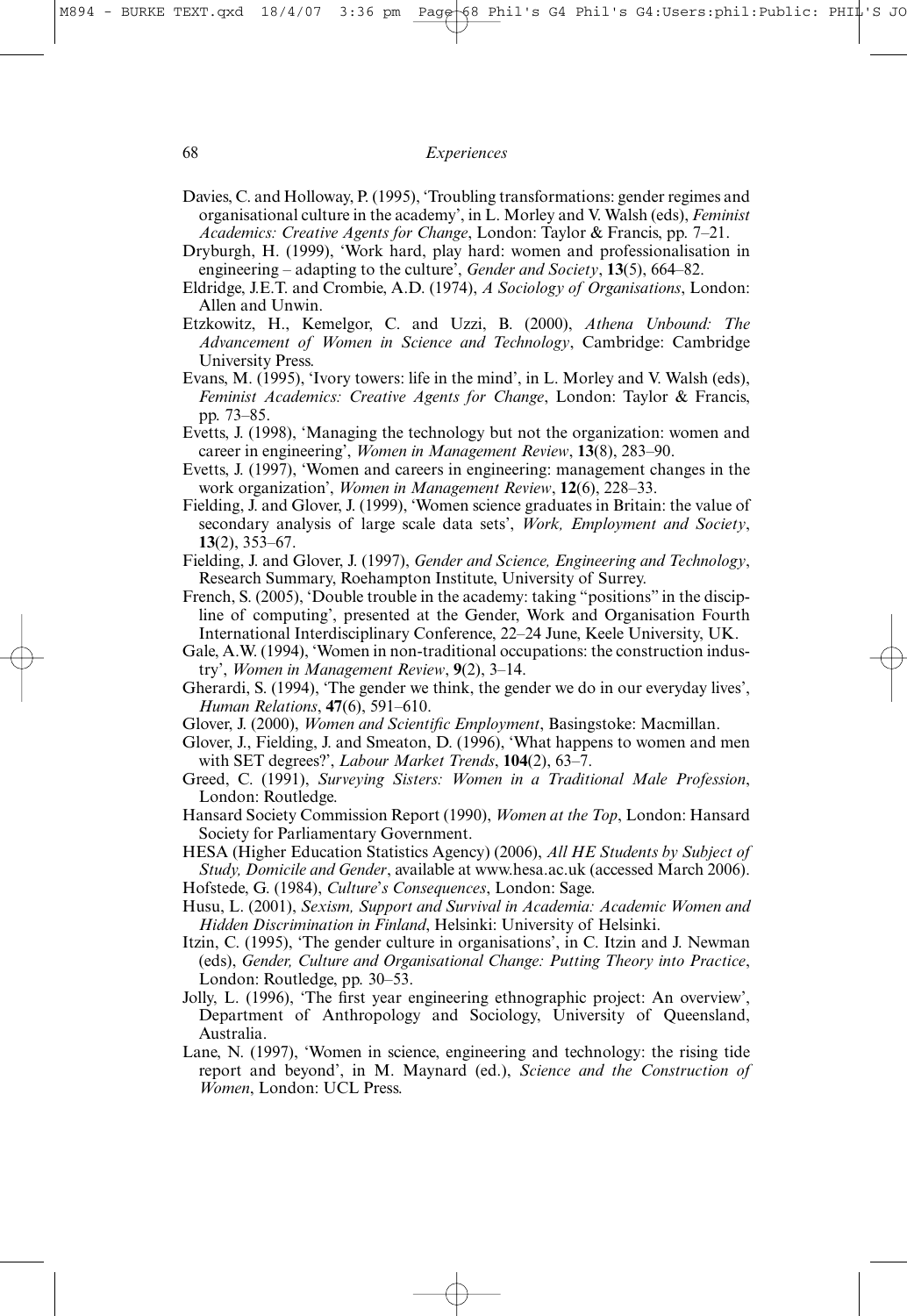Davies, C. and Holloway, P. (1995), 'Troubling transformations: gender regimes and organisational culture in the academy', in L. Morley and V. Walsh (eds), *Feminist Academics: Creative Agents for Change*, London: Taylor & Francis, pp. 7–21.

Dryburgh, H. (1999), 'Work hard, play hard: women and professionalisation in engineering – adapting to the culture', *Gender and Society*, **13**(5), 664–82.

Eldridge, J.E.T. and Crombie, A.D. (1974), *A Sociology of Organisations*, London: Allen and Unwin.

Etzkowitz, H., Kemelgor, C. and Uzzi, B. (2000), *Athena Unbound: The Advancement of Women in Science and Technology*, Cambridge: Cambridge University Press.

Evans, M. (1995), 'Ivory towers: life in the mind', in L. Morley and V. Walsh (eds), *Feminist Academics: Creative Agents for Change*, London: Taylor & Francis, pp. 73–85.

Evetts, J. (1998), 'Managing the technology but not the organization: women and career in engineering', *Women in Management Review*, **13**(8), 283–90.

Evetts, J. (1997), 'Women and careers in engineering: management changes in the work organization', *Women in Management Review*, **12**(6), 228–33.

Fielding, J. and Glover, J. (1999), 'Women science graduates in Britain: the value of secondary analysis of large scale data sets', *Work, Employment and Society*, **13**(2), 353–67.

Fielding, J. and Glover, J. (1997), *Gender and Science, Engineering and Technology*, Research Summary, Roehampton Institute, University of Surrey.

French, S. (2005), 'Double trouble in the academy: taking "positions" in the discipline of computing', presented at the Gender, Work and Organisation Fourth International Interdisciplinary Conference, 22–24 June, Keele University, UK.

Gale, A.W. (1994), 'Women in non-traditional occupations: the construction industry', *Women in Management Review*, **9**(2), 3–14.

Gherardi, S. (1994), 'The gender we think, the gender we do in our everyday lives', *Human Relations*, **47**(6), 591–610.

Glover, J. (2000), *Women and Scientific Employment*, Basingstoke: Macmillan.

Glover, J., Fielding, J. and Smeaton, D. (1996), 'What happens to women and men with SET degrees?', *Labour Market Trends*, **104**(2), 63–7.

Greed, C. (1991), *Surveying Sisters: Women in a Traditional Male Profession*, London: Routledge.

Hansard Society Commission Report (1990), *Women at the Top*, London: Hansard Society for Parliamentary Government.

HESA (Higher Education Statistics Agency) (2006), *All HE Students by Subject of Study, Domicile and Gender*, available at www.hesa.ac.uk (accessed March 2006).

Hofstede, G. (1984), *Culture's Consequences*, London: Sage.

Husu, L. (2001), *Sexism, Support and Survival in Academia: Academic Women and Hidden Discrimination in Finland*, Helsinki: University of Helsinki.

Itzin, C. (1995), 'The gender culture in organisations', in C. Itzin and J. Newman (eds), *Gender, Culture and Organisational Change: Putting Theory into Practice*, London: Routledge, pp. 30–53.

Jolly, L. (1996), 'The first year engineering ethnographic project: An overview', Department of Anthropology and Sociology, University of Queensland, Australia.

Lane, N. (1997), 'Women in science, engineering and technology: the rising tide report and beyond', in M. Maynard (ed.), *Science and the Construction of Women*, London: UCL Press.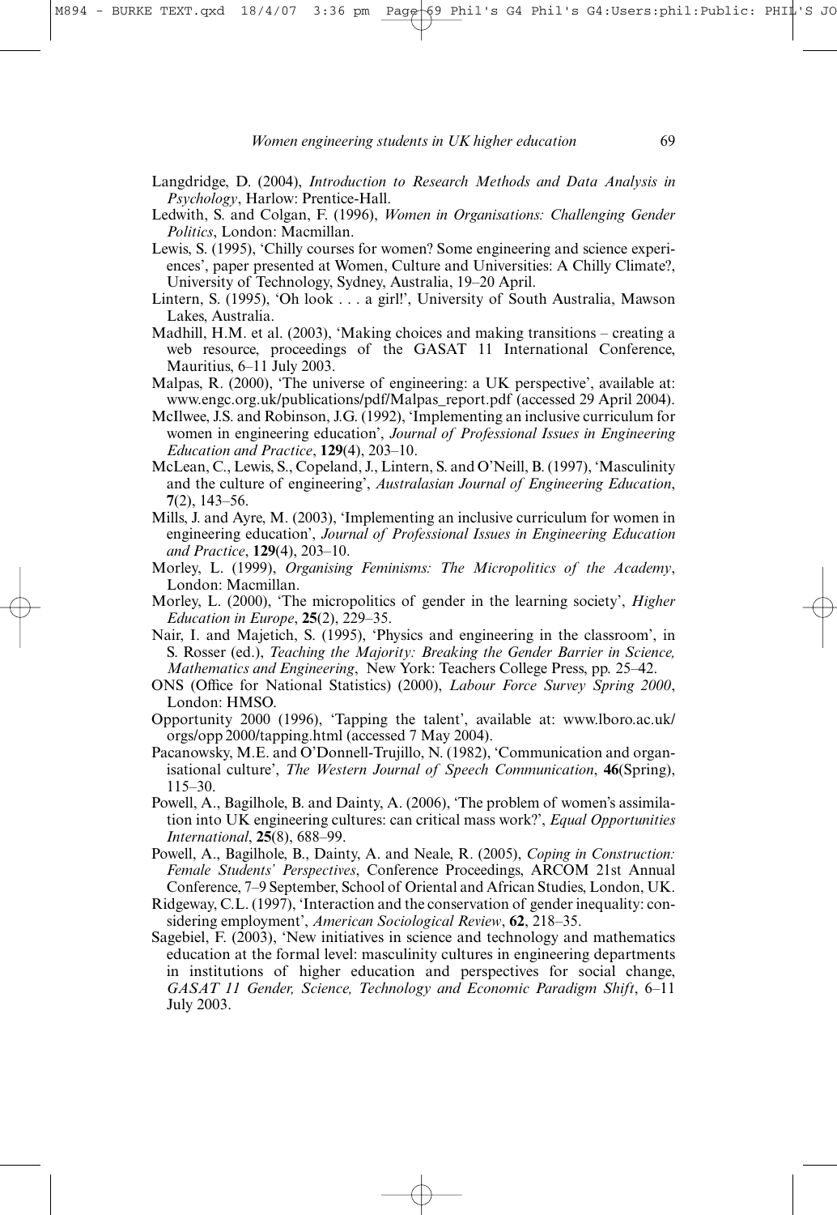Langdridge, D. (2004), *Introduction to Research Methods and Data Analysis in Psychology*, Harlow: Prentice-Hall.

Ledwith, S. and Colgan, F. (1996), *Women in Organisations: Challenging Gender Politics*, London: Macmillan.

Lewis, S. (1995), 'Chilly courses for women? Some engineering and science experiences', paper presented at Women, Culture and Universities: A Chilly Climate?, University of Technology, Sydney, Australia, 19–20 April.

Lintern, S. (1995), 'Oh look . . . a girl!', University of South Australia, Mawson Lakes, Australia.

Madhill, H.M. et al. (2003), 'Making choices and making transitions – creating a web resource, proceedings of the GASAT 11 International Conference, Mauritius, 6–11 July 2003.

Malpas, R. (2000), 'The universe of engineering: a UK perspective', available at: www.engc.org.uk/publications/pdf/Malpas_report.pdf (accessed 29 April 2004).

McIlwee, J.S. and Robinson, J.G. (1992), 'Implementing an inclusive curriculum for women in engineering education', *Journal of Professional Issues in Engineering Education and Practice*, **129**(4), 203–10.

McLean, C., Lewis, S., Copeland, J., Lintern, S. and O'Neill, B. (1997), 'Masculinity and the culture of engineering', *Australasian Journal of Engineering Education*, **7**(2), 143–56.

Mills, J. and Ayre, M. (2003), 'Implementing an inclusive curriculum for women in engineering education', *Journal of Professional Issues in Engineering Education and Practice*, **129**(4), 203–10.

Morley, L. (1999), *Organising Feminisms: The Micropolitics of the Academy*, London: Macmillan.

Morley, L. (2000), 'The micropolitics of gender in the learning society', *Higher Education in Europe*, **25**(2), 229–35.

Nair, I. and Majetich, S. (1995), 'Physics and engineering in the classroom', in S. Rosser (ed.), *Teaching the Majority: Breaking the Gender Barrier in Science, Mathematics and Engineering*, New York: Teachers College Press, pp. 25–42.

ONS (Office for National Statistics) (2000), *Labour Force Survey Spring 2000*, London: HMSO.

Opportunity 2000 (1996), 'Tapping the talent', available at: www.lboro.ac.uk/orgs/opp2000/tapping.html (accessed 7 May 2004).

Pacanowsky, M.E. and O'Donnell-Trujillo, N. (1982), 'Communication and organisational culture', *The Western Journal of Speech Communication*, **46**(Spring), 115–30.

Powell, A., Bagilhole, B. and Dainty, A. (2006), 'The problem of women's assimilation into UK engineering cultures: can critical mass work?', *Equal Opportunities International*, **25**(8), 688–99.

Powell, A., Bagilhole, B., Dainty, A. and Neale, R. (2005), *Coping in Construction: Female Students' Perspectives*, Conference Proceedings, ARCOM 21st Annual Conference, 7–9 September, School of Oriental and African Studies, London, UK.

Ridgeway, C.L. (1997), 'Interaction and the conservation of gender inequality: considering employment', *American Sociological Review*, **62**, 218–35.

Sagebiel, F. (2003), 'New initiatives in science and technology and mathematics education at the formal level: masculinity cultures in engineering departments in institutions of higher education and perspectives for social change, *GASAT 11 Gender, Science, Technology and Economic Paradigm Shift*, 6–11 July 2003.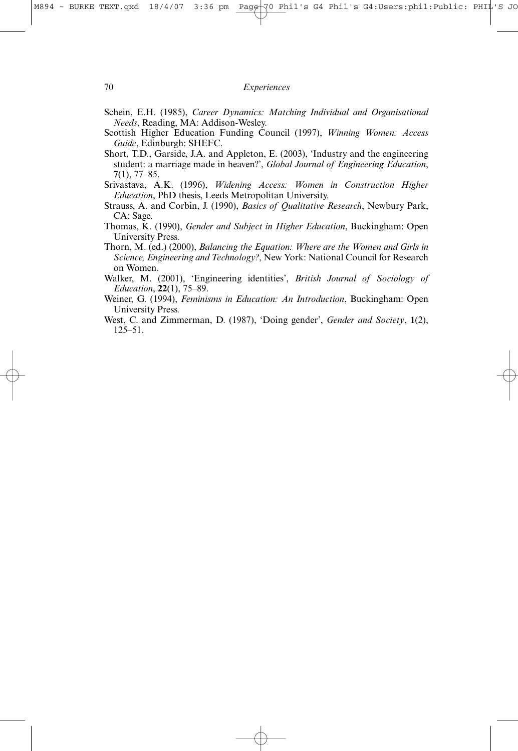Schein, E.H. (1985), *Career Dynamics: Matching Individual and Organisational Needs*, Reading, MA: Addison-Wesley.

Scottish Higher Education Funding Council (1997), *Winning Women: Access Guide*, Edinburgh: SHEFC.

Short, T.D., Garside, J.A. and Appleton, E. (2003), 'Industry and the engineering student: a marriage made in heaven?', *Global Journal of Engineering Education*, **7**(1), 77–85.

Srivastava, A.K. (1996), *Widening Access: Women in Construction Higher Education*, PhD thesis, Leeds Metropolitan University.

Strauss, A. and Corbin, J. (1990), *Basics of Qualitative Research*, Newbury Park, CA: Sage.

Thomas, K. (1990), *Gender and Subject in Higher Education*, Buckingham: Open University Press.

Thorn, M. (ed.) (2000), *Balancing the Equation: Where are the Women and Girls in Science, Engineering and Technology?*, New York: National Council for Research on Women.

Walker, M. (2001), 'Engineering identities', *British Journal of Sociology of Education*, **22**(1), 75–89.

Weiner, G. (1994), *Feminisms in Education: An Introduction*, Buckingham: Open University Press.

West, C. and Zimmerman, D. (1987), 'Doing gender', *Gender and Society*, **1**(2), 125–51.